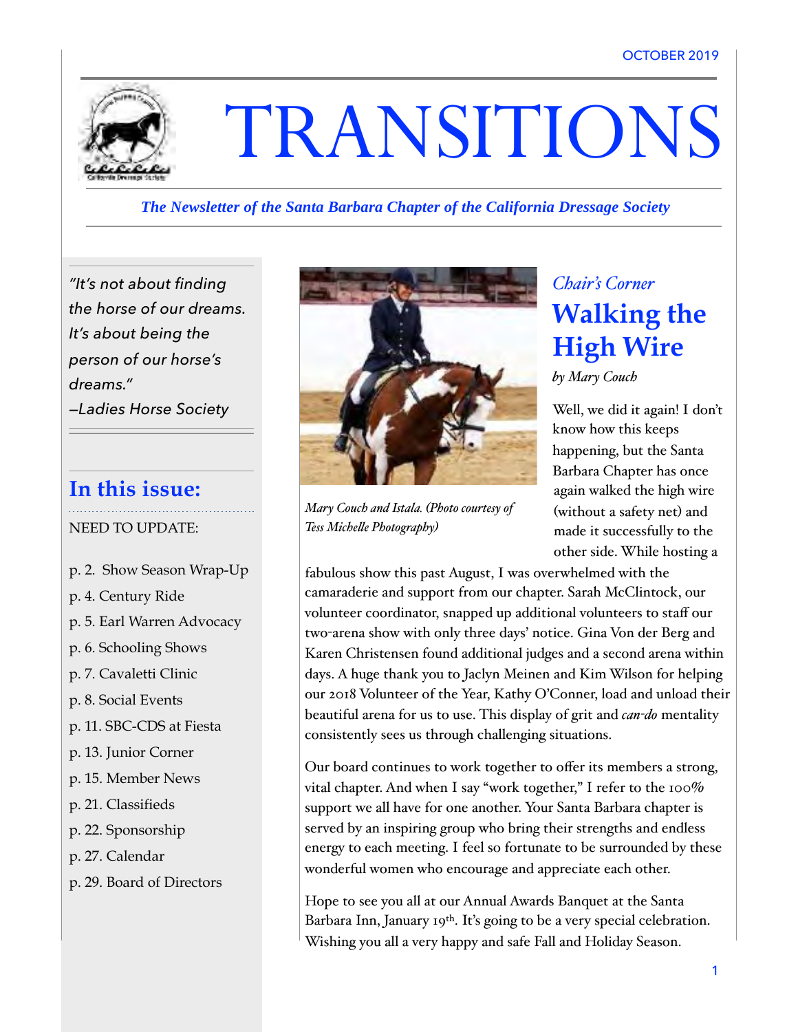OCTOBER 2019

# TRANSITIONS

*The Newsletter of the Santa Barbara Chapter of the California Dressage Society*

*"It's not about finding the horse of our dreams. It's about being the person of our horse's dreams."*
*–Ladies Horse Society*

## In this issue:

NEED TO UPDATE:

- p. 2. Show Season Wrap-Up
- p. 4. Century Ride
- p. 5. Earl Warren Advocacy
- p. 6. Schooling Shows
- p. 7. Cavaletti Clinic
- p. 8. Social Events
- p. 11. SBC-CDS at Fiesta
- p. 13. Junior Corner
- p. 15. Member News
- p. 21. Classifieds
- p. 22. Sponsorship
- p. 27. Calendar
- p. 29. Board of Directors

*Mary Couch and Istala. (Photo courtesy of Tess Michelle Photography)*

*Chair's Corner*

## Walking the High Wire

*by Mary Couch*

Well, we did it again! I don't know how this keeps happening, but the Santa Barbara Chapter has once again walked the high wire (without a safety net) and made it successfully to the other side. While hosting a fabulous show this past August, I was overwhelmed with the camaraderie and support from our chapter. Sarah McClintock, our volunteer coordinator, snapped up additional volunteers to staff our two-arena show with only three days' notice. Gina Von der Berg and Karen Christensen found additional judges and a second arena within days. A huge thank you to Jaclyn Meinen and Kim Wilson for helping our 2018 Volunteer of the Year, Kathy O'Conner, load and unload their beautiful arena for us to use. This display of grit and *can-do* mentality consistently sees us through challenging situations.

Our board continues to work together to offer its members a strong, vital chapter. And when I say "work together," I refer to the 100% support we all have for one another. Your Santa Barbara chapter is served by an inspiring group who bring their strengths and endless energy to each meeting. I feel so fortunate to be surrounded by these wonderful women who encourage and appreciate each other.

Hope to see you all at our Annual Awards Banquet at the Santa Barbara Inn, January 19th. It's going to be a very special celebration. Wishing you all a very happy and safe Fall and Holiday Season.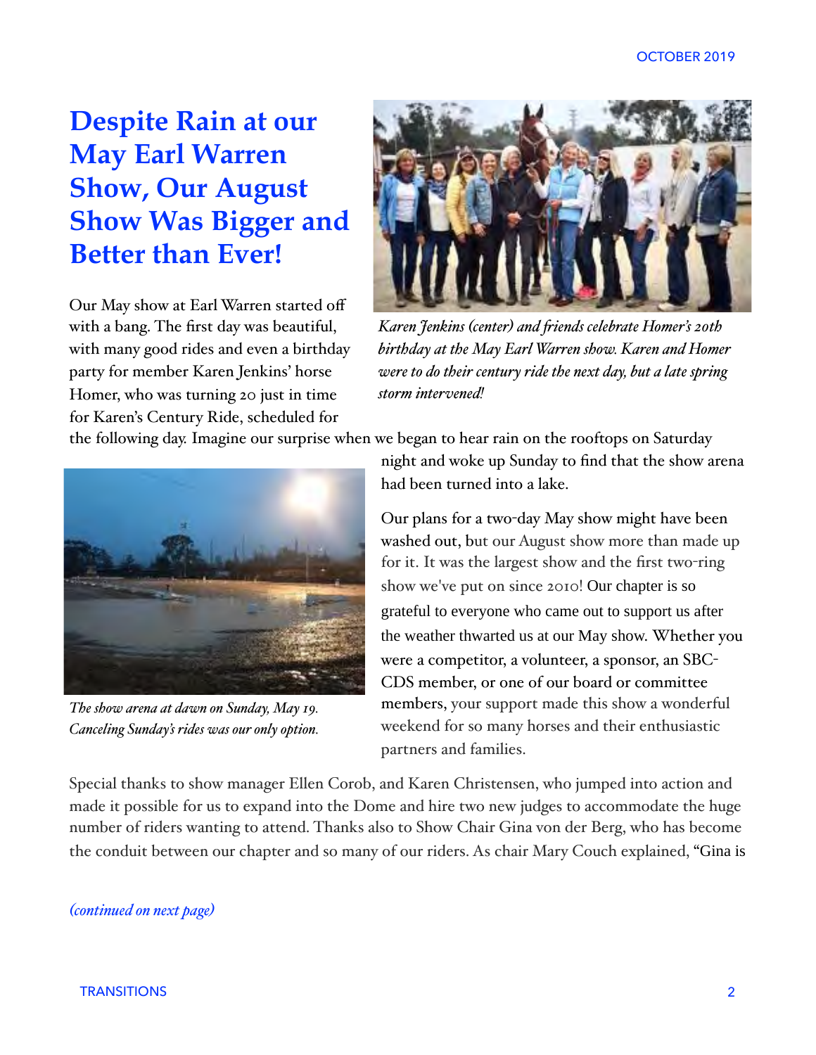# Despite Rain at our May Earl Warren Show, Our August Show Was Bigger and Better than Ever!

Our May show at Earl Warren started off with a bang. The first day was beautiful, with many good rides and even a birthday party for member Karen Jenkins' horse Homer, who was turning 20 just in time for Karen's Century Ride, scheduled for the following day. Imagine our surprise when we began to hear rain on the rooftops on Saturday night and woke up Sunday to find that the show arena had been turned into a lake.

*Karen Jenkins (center) and friends celebrate Homer's 20th birthday at the May Earl Warren show. Karen and Homer were to do their century ride the next day, but a late spring storm intervened!*

*The show arena at dawn on Sunday, May 19. Canceling Sunday's rides was our only option.*

Our plans for a two-day May show might have been washed out, but our August show more than made up for it. It was the largest show and the first two-ring show we've put on since 2010! Our chapter is so grateful to everyone who came out to support us after the weather thwarted us at our May show. Whether you were a competitor, a volunteer, a sponsor, an SBC-CDS member, or one of our board or committee members, your support made this show a wonderful weekend for so many horses and their enthusiastic partners and families.

Special thanks to show manager Ellen Corob, and Karen Christensen, who jumped into action and made it possible for us to expand into the Dome and hire two new judges to accommodate the huge number of riders wanting to attend. Thanks also to Show Chair Gina von der Berg, who has become the conduit between our chapter and so many of our riders. As chair Mary Couch explained, "Gina is

*(continued on next page)*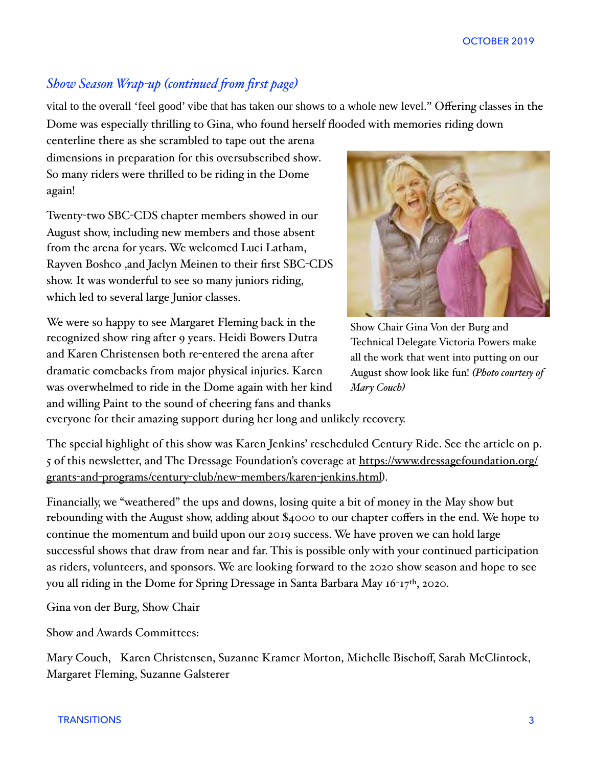## *Show Season Wrap-up (continued from first page)*

vital to the overall 'feel good' vibe that has taken our shows to a whole new level." Offering classes in the Dome was especially thrilling to Gina, who found herself flooded with memories riding down centerline there as she scrambled to tape out the arena dimensions in preparation for this oversubscribed show. So many riders were thrilled to be riding in the Dome again!

Twenty-two SBC-CDS chapter members showed in our August show, including new members and those absent from the arena for years. We welcomed Luci Latham, Rayven Boshco ,and Jaclyn Meinen to their first SBC-CDS show. It was wonderful to see so many juniors riding, which led to several large Junior classes.

Show Chair Gina Von der Burg and Technical Delegate Victoria Powers make all the work that went into putting on our August show look like fun! *(Photo courtesy of Mary Couch)*

We were so happy to see Margaret Fleming back in the recognized show ring after 9 years. Heidi Bowers Dutra and Karen Christensen both re-entered the arena after dramatic comebacks from major physical injuries. Karen was overwhelmed to ride in the Dome again with her kind and willing Paint to the sound of cheering fans and thanks everyone for their amazing support during her long and unlikely recovery.

The special highlight of this show was Karen Jenkins' rescheduled Century Ride. See the article on p. 5 of this newsletter, and The Dressage Foundation's coverage at https://www.dressagefoundation.org/grants-and-programs/century-club/new-members/karen-jenkins.html).

Financially, we "weathered" the ups and downs, losing quite a bit of money in the May show but rebounding with the August show, adding about $4000 to our chapter coffers in the end. We hope to continue the momentum and build upon our 2019 success. We have proven we can hold large successful shows that draw from near and far. This is possible only with your continued participation as riders, volunteers, and sponsors. We are looking forward to the 2020 show season and hope to see you all riding in the Dome for Spring Dressage in Santa Barbara May 16-17th, 2020.

Gina von der Burg, Show Chair

Show and Awards Committees:

Mary Couch, Karen Christensen, Suzanne Kramer Morton, Michelle Bischoff, Sarah McClintock, Margaret Fleming, Suzanne Galsterer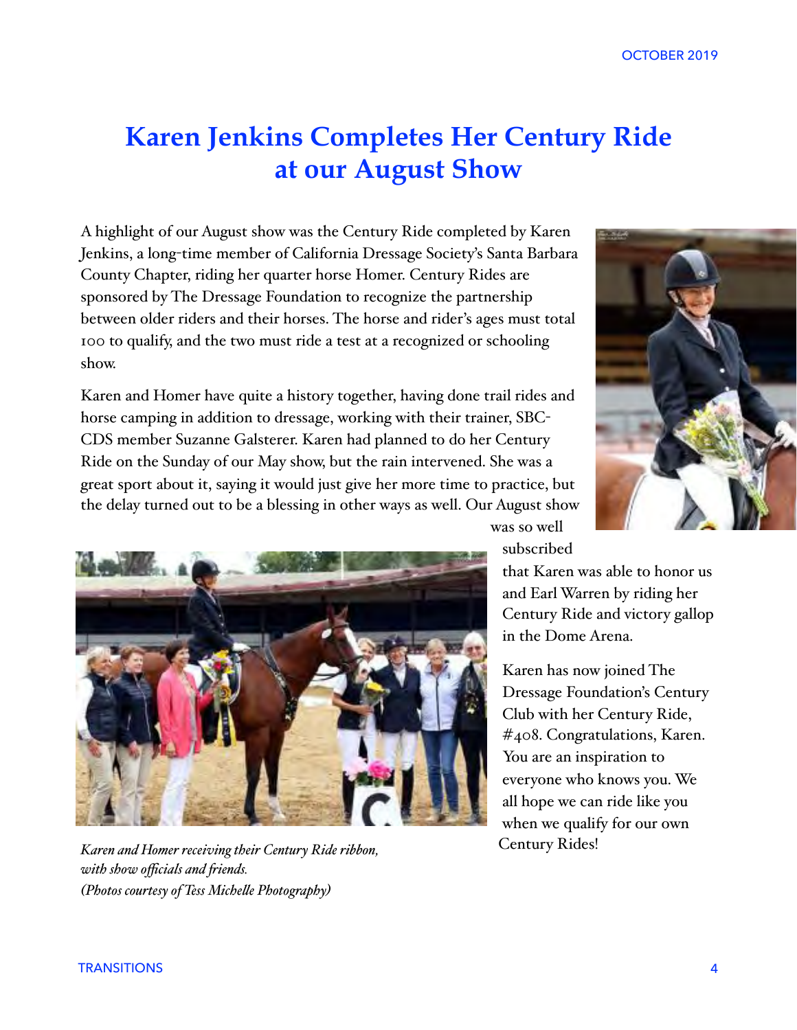# Karen Jenkins Completes Her Century Ride at our August Show

A highlight of our August show was the Century Ride completed by Karen Jenkins, a long-time member of California Dressage Society's Santa Barbara County Chapter, riding her quarter horse Homer. Century Rides are sponsored by The Dressage Foundation to recognize the partnership between older riders and their horses. The horse and rider's ages must total 100 to qualify, and the two must ride a test at a recognized or schooling show.

Karen and Homer have quite a history together, having done trail rides and horse camping in addition to dressage, working with their trainer, SBC-CDS member Suzanne Galsterer. Karen had planned to do her Century Ride on the Sunday of our May show, but the rain intervened. She was a great sport about it, saying it would just give her more time to practice, but the delay turned out to be a blessing in other ways as well. Our August show was so well subscribed that Karen was able to honor us and Earl Warren by riding her Century Ride and victory gallop in the Dome Arena.

Karen has now joined The Dressage Foundation's Century Club with her Century Ride, #408. Congratulations, Karen. You are an inspiration to everyone who knows you. We all hope we can ride like you when we qualify for our own Century Rides!

*Karen and Homer receiving their Century Ride ribbon, with show officials and friends.*
*(Photos courtesy of Tess Michelle Photography)*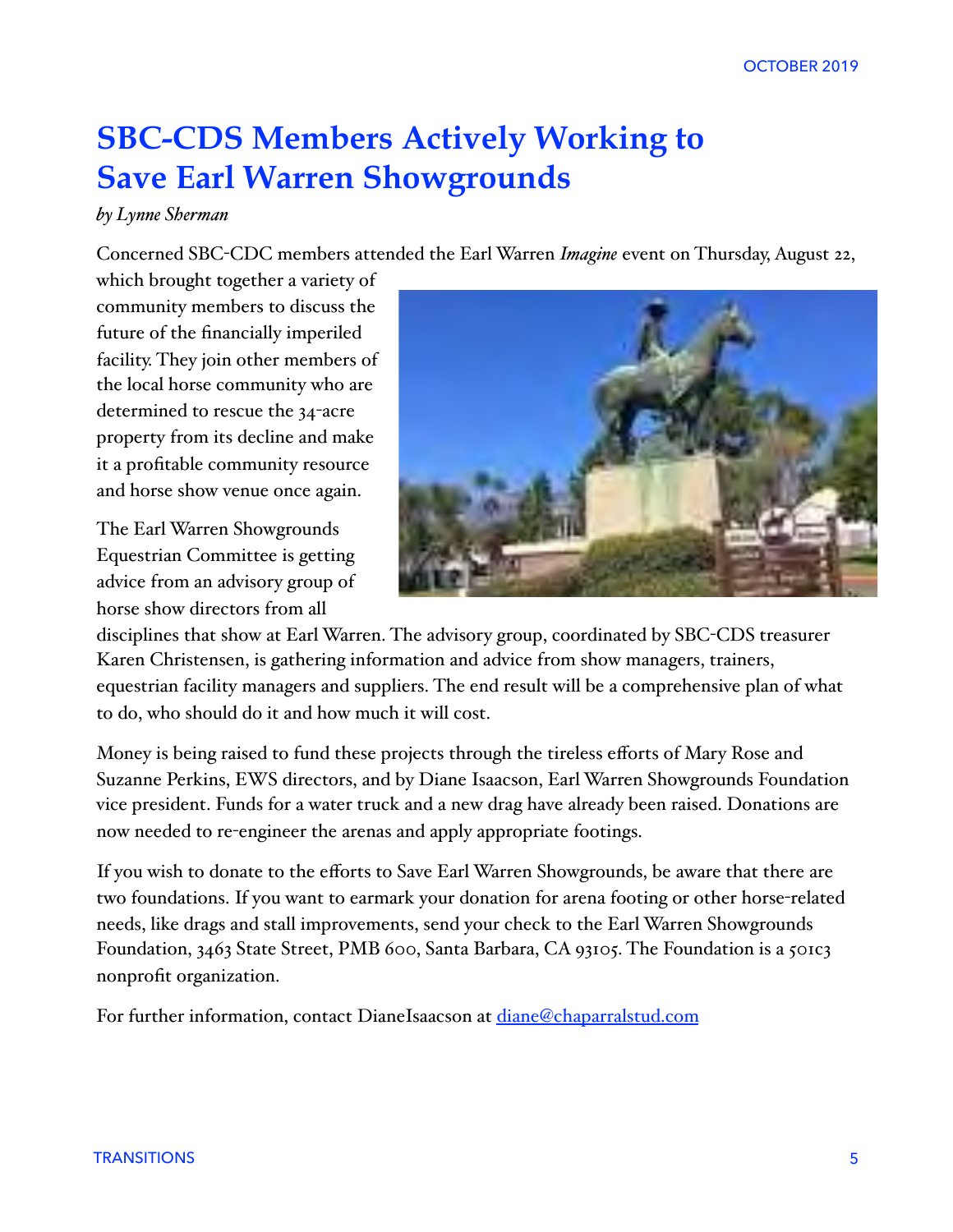# SBC-CDS Members Actively Working to Save Earl Warren Showgrounds

*by Lynne Sherman*

Concerned SBC-CDC members attended the Earl Warren *Imagine* event on Thursday, August 22, which brought together a variety of community members to discuss the future of the financially imperiled facility. They join other members of the local horse community who are determined to rescue the 34-acre property from its decline and make it a profitable community resource and horse show venue once again.

The Earl Warren Showgrounds Equestrian Committee is getting advice from an advisory group of horse show directors from all disciplines that show at Earl Warren. The advisory group, coordinated by SBC-CDS treasurer Karen Christensen, is gathering information and advice from show managers, trainers, equestrian facility managers and suppliers. The end result will be a comprehensive plan of what to do, who should do it and how much it will cost.

Money is being raised to fund these projects through the tireless efforts of Mary Rose and Suzanne Perkins, EWS directors, and by Diane Isaacson, Earl Warren Showgrounds Foundation vice president. Funds for a water truck and a new drag have already been raised. Donations are now needed to re-engineer the arenas and apply appropriate footings.

If you wish to donate to the efforts to Save Earl Warren Showgrounds, be aware that there are two foundations. If you want to earmark your donation for arena footing or other horse-related needs, like drags and stall improvements, send your check to the Earl Warren Showgrounds Foundation, 3463 State Street, PMB 600, Santa Barbara, CA 93105. The Foundation is a 501c3 nonprofit organization.

For further information, contact DianeIsaacson at [diane@chaparralstud.com](mailto:diane@chaparralstud.com)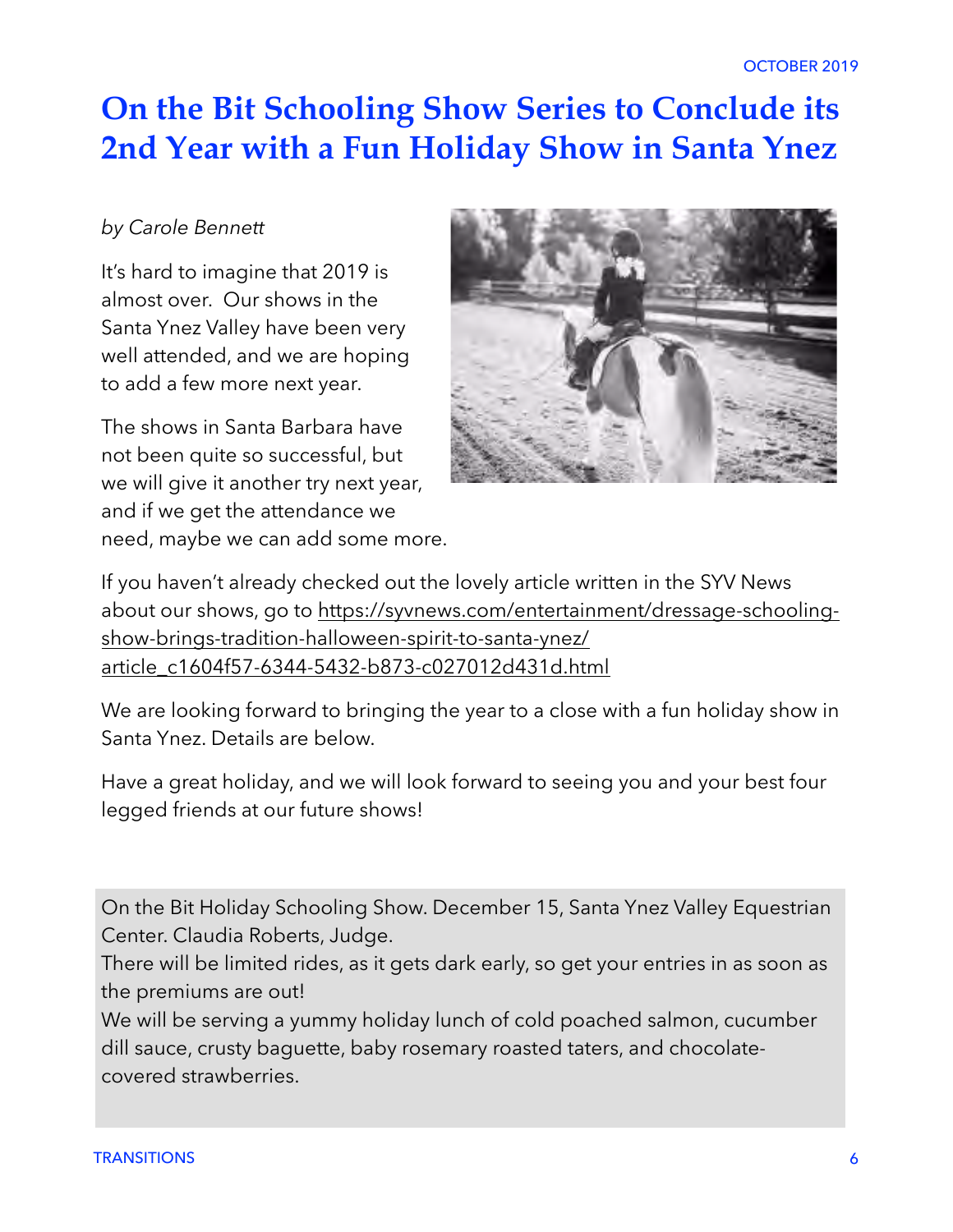# On the Bit Schooling Show Series to Conclude its 2nd Year with a Fun Holiday Show in Santa Ynez

*by Carole Bennett*

It's hard to imagine that 2019 is almost over. Our shows in the Santa Ynez Valley have been very well attended, and we are hoping to add a few more next year.

The shows in Santa Barbara have not been quite so successful, but we will give it another try next year, and if we get the attendance we need, maybe we can add some more.

If you haven't already checked out the lovely article written in the SYV News about our shows, go to https://syvnews.com/entertainment/dressage-schooling-show-brings-tradition-halloween-spirit-to-santa-ynez/article_c1604f57-6344-5432-b873-c027012d431d.html

We are looking forward to bringing the year to a close with a fun holiday show in Santa Ynez. Details are below.

Have a great holiday, and we will look forward to seeing you and your best four legged friends at our future shows!

On the Bit Holiday Schooling Show. December 15, Santa Ynez Valley Equestrian Center. Claudia Roberts, Judge.
There will be limited rides, as it gets dark early, so get your entries in as soon as the premiums are out!
We will be serving a yummy holiday lunch of cold poached salmon, cucumber dill sauce, crusty baguette, baby rosemary roasted taters, and chocolate-covered strawberries.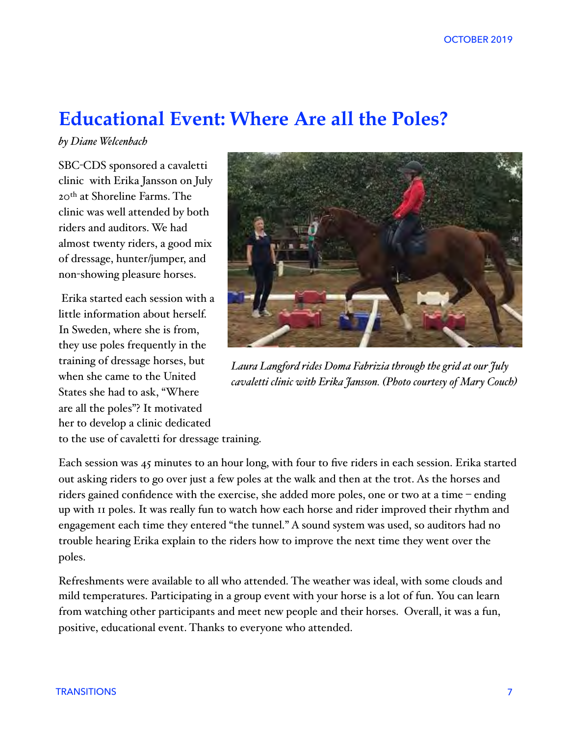# Educational Event: Where Are all the Poles?

*by Diane Welcenbach*

SBC-CDS sponsored a cavaletti clinic with Erika Jansson on July 20th at Shoreline Farms. The clinic was well attended by both riders and auditors. We had almost twenty riders, a good mix of dressage, hunter/jumper, and non-showing pleasure horses.

*Laura Langford rides Doma Fabrizia through the grid at our July cavaletti clinic with Erika Jansson. (Photo courtesy of Mary Couch)*

Erika started each session with a little information about herself. In Sweden, where she is from, they use poles frequently in the training of dressage horses, but when she came to the United States she had to ask, "Where are all the poles"? It motivated her to develop a clinic dedicated to the use of cavaletti for dressage training.

Each session was 45 minutes to an hour long, with four to five riders in each session. Erika started out asking riders to go over just a few poles at the walk and then at the trot. As the horses and riders gained confidence with the exercise, she added more poles, one or two at a time – ending up with 11 poles. It was really fun to watch how each horse and rider improved their rhythm and engagement each time they entered "the tunnel." A sound system was used, so auditors had no trouble hearing Erika explain to the riders how to improve the next time they went over the poles.

Refreshments were available to all who attended. The weather was ideal, with some clouds and mild temperatures. Participating in a group event with your horse is a lot of fun. You can learn from watching other participants and meet new people and their horses. Overall, it was a fun, positive, educational event. Thanks to everyone who attended.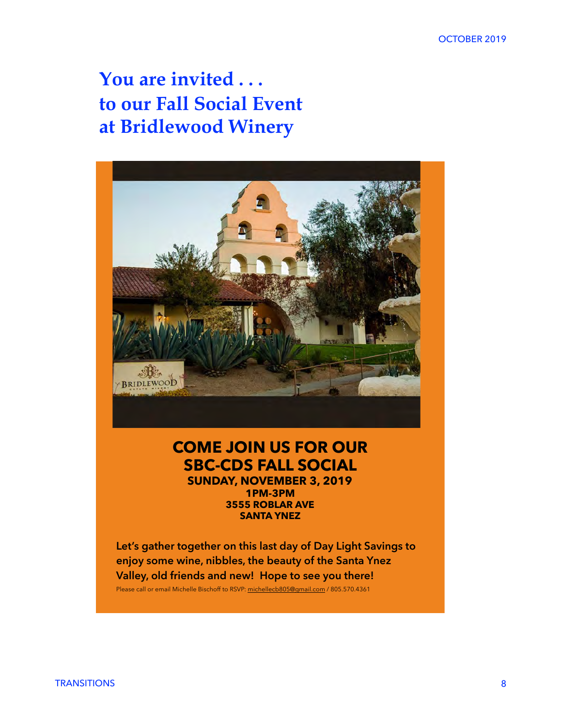# You are invited . . .
# to our Fall Social Event
# at Bridlewood Winery

**COME JOIN US FOR OUR**
**SBC-CDS FALL SOCIAL**

**SUNDAY, NOVEMBER 3, 2019**
**1PM-3PM**
**3555 ROBLAR AVE**
**SANTA YNEZ**

**Let's gather together on this last day of Day Light Savings to enjoy some wine, nibbles, the beauty of the Santa Ynez Valley, old friends and new! Hope to see you there!**

Please call or email Michelle Bischoff to RSVP: michellecb805@gmail.com / 805.570.4361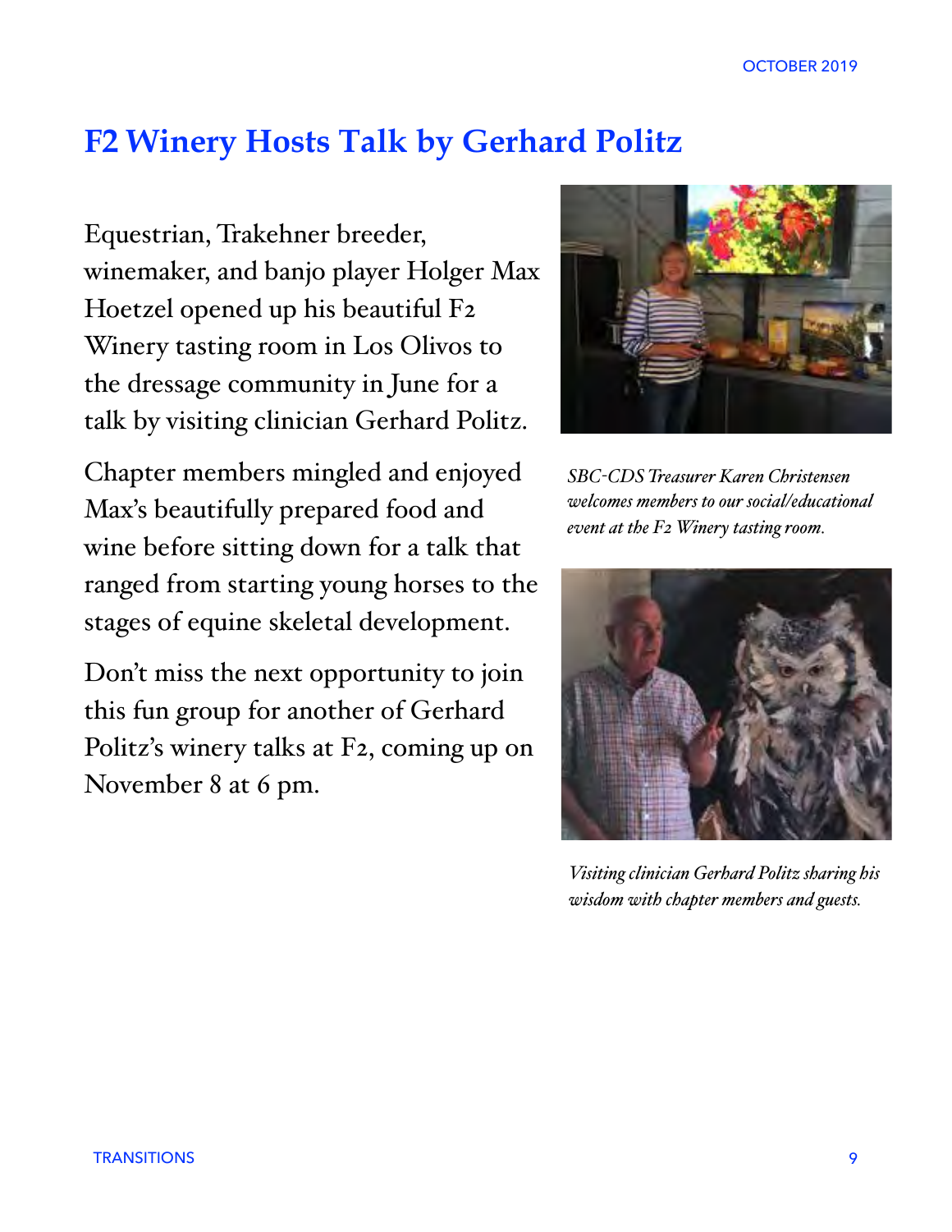# F2 Winery Hosts Talk by Gerhard Politz

Equestrian, Trakehner breeder, winemaker, and banjo player Holger Max Hoetzel opened up his beautiful F2 Winery tasting room in Los Olivos to the dressage community in June for a talk by visiting clinician Gerhard Politz.

Chapter members mingled and enjoyed Max's beautifully prepared food and wine before sitting down for a talk that ranged from starting young horses to the stages of equine skeletal development.

Don't miss the next opportunity to join this fun group for another of Gerhard Politz's winery talks at F2, coming up on November 8 at 6 pm.

*SBC-CDS Treasurer Karen Christensen welcomes members to our social/educational event at the F2 Winery tasting room.*

*Visiting clinician Gerhard Politz sharing his wisdom with chapter members and guests.*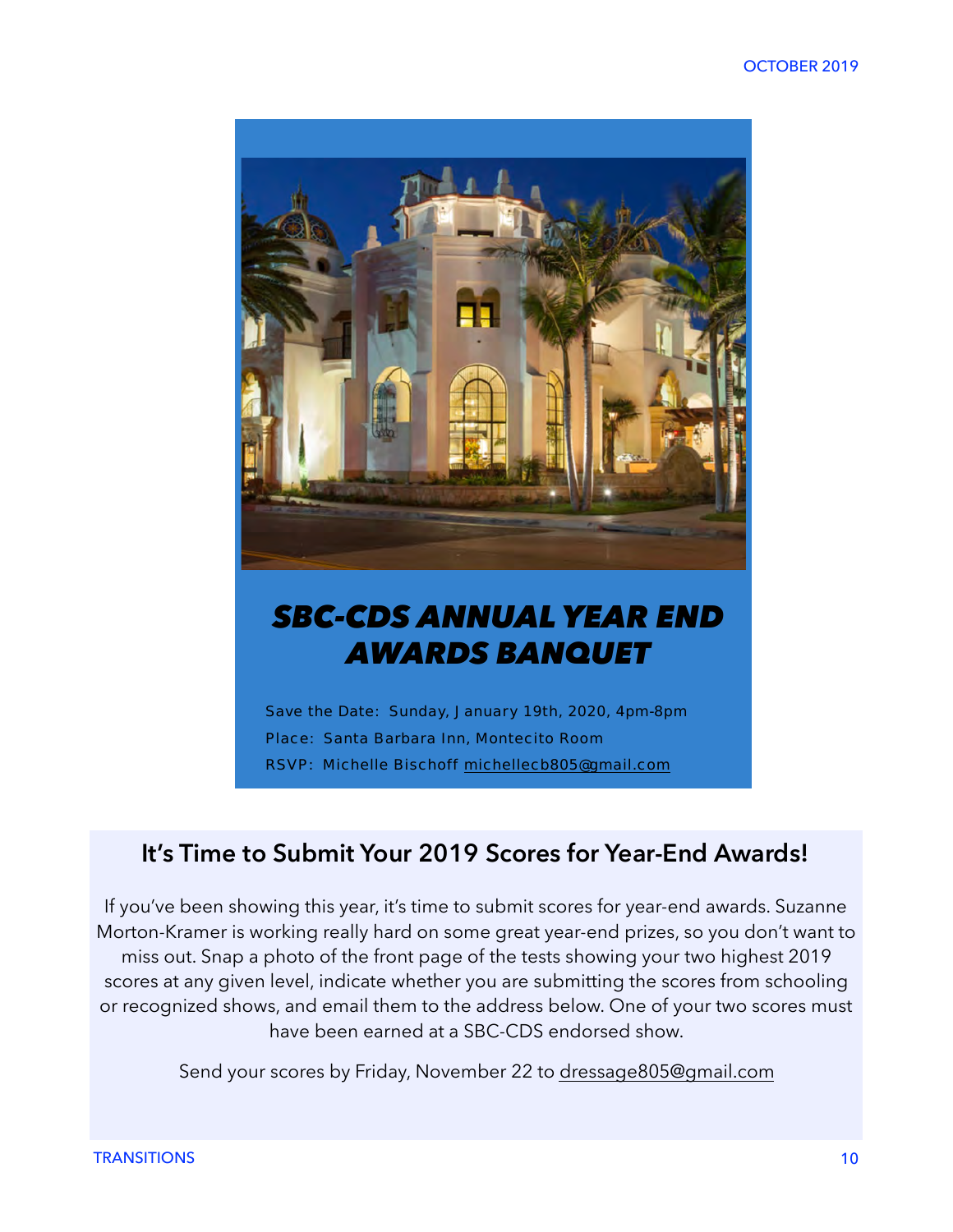## *SBC-CDS ANNUAL YEAR END AWARDS BANQUET*

Save the Date: Sunday, January 19th, 2020, 4pm-8pm

Place: Santa Barbara Inn, Montecito Room

RSVP: Michelle Bischoff michellecb805@gmail.com

## It's Time to Submit Your 2019 Scores for Year-End Awards!

If you've been showing this year, it's time to submit scores for year-end awards. Suzanne Morton-Kramer is working really hard on some great year-end prizes, so you don't want to miss out. Snap a photo of the front page of the tests showing your two highest 2019 scores at any given level, indicate whether you are submitting the scores from schooling or recognized shows, and email them to the address below. One of your two scores must have been earned at a SBC-CDS endorsed show.

Send your scores by Friday, November 22 to dressage805@gmail.com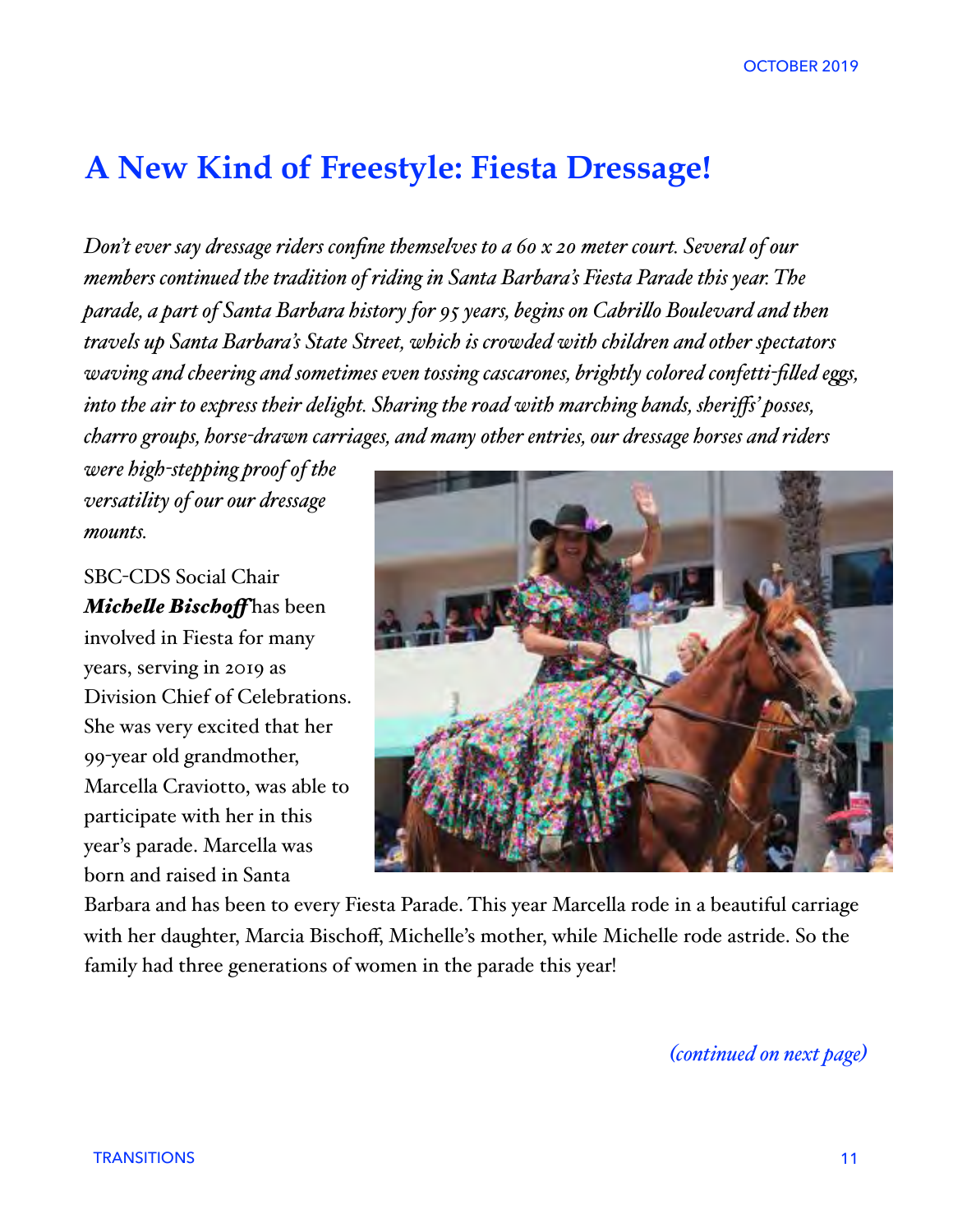# A New Kind of Freestyle: Fiesta Dressage!

*Don't ever say dressage riders confine themselves to a 60 x 20 meter court. Several of our members continued the tradition of riding in Santa Barbara's Fiesta Parade this year. The parade, a part of Santa Barbara history for 95 years, begins on Cabrillo Boulevard and then travels up Santa Barbara's State Street, which is crowded with children and other spectators waving and cheering and sometimes even tossing cascarones, brightly colored confetti-filled eggs, into the air to express their delight. Sharing the road with marching bands, sheriffs' posses, charro groups, horse-drawn carriages, and many other entries, our dressage horses and riders were high-stepping proof of the versatility of our our dressage mounts.*

SBC-CDS Social Chair ***Michelle Bischoff*** has been involved in Fiesta for many years, serving in 2019 as Division Chief of Celebrations. She was very excited that her 99-year old grandmother, Marcella Craviotto, was able to participate with her in this year's parade. Marcella was born and raised in Santa Barbara and has been to every Fiesta Parade. This year Marcella rode in a beautiful carriage with her daughter, Marcia Bischoff, Michelle's mother, while Michelle rode astride. So the family had three generations of women in the parade this year!

*(continued on next page)*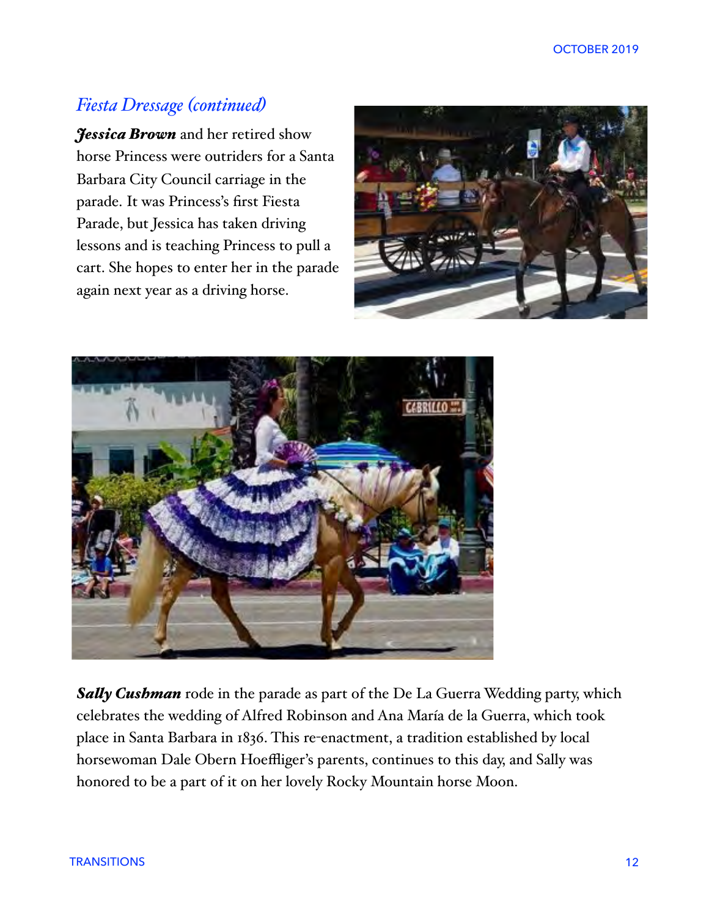## *Fiesta Dressage (continued)*

***Jessica Brown*** and her retired show horse Princess were outriders for a Santa Barbara City Council carriage in the parade. It was Princess's first Fiesta Parade, but Jessica has taken driving lessons and is teaching Princess to pull a cart. She hopes to enter her in the parade again next year as a driving horse.

***Sally Cushman*** rode in the parade as part of the De La Guerra Wedding party, which celebrates the wedding of Alfred Robinson and Ana María de la Guerra, which took place in Santa Barbara in 1836. This re-enactment, a tradition established by local horsewoman Dale Obern Hoeffliger's parents, continues to this day, and Sally was honored to be a part of it on her lovely Rocky Mountain horse Moon.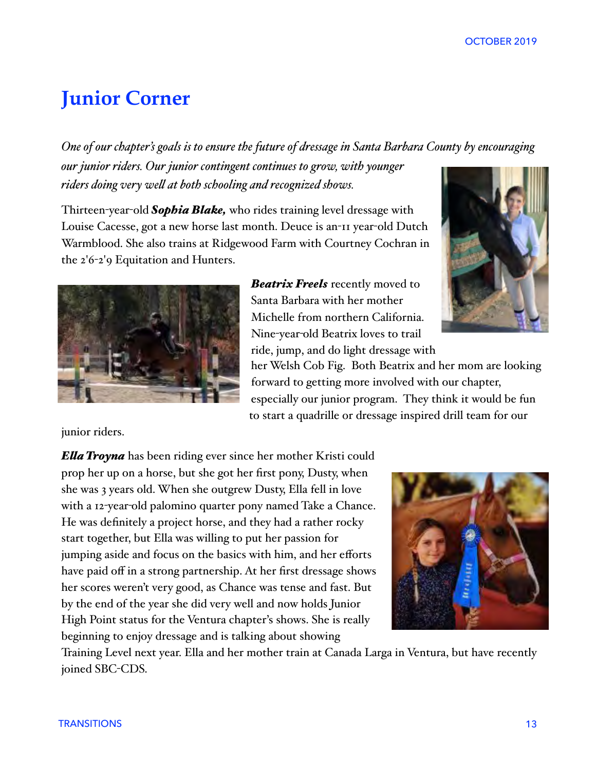# Junior Corner

*One of our chapter's goals is to ensure the future of dressage in Santa Barbara County by encouraging our junior riders. Our junior contingent continues to grow, with younger riders doing very well at both schooling and recognized shows.*

Thirteen-year-old ***Sophia Blake,*** who rides training level dressage with Louise Cacesse, got a new horse last month. Deuce is an-11 year-old Dutch Warmblood. She also trains at Ridgewood Farm with Courtney Cochran in the 2'6-2'9 Equitation and Hunters.

***Beatrix Freels*** recently moved to Santa Barbara with her mother Michelle from northern California. Nine-year-old Beatrix loves to trail ride, jump, and do light dressage with her Welsh Cob Fig. Both Beatrix and her mom are looking forward to getting more involved with our chapter, especially our junior program. They think it would be fun to start a quadrille or dressage inspired drill team for our junior riders.

***Ella Troyna*** has been riding ever since her mother Kristi could prop her up on a horse, but she got her first pony, Dusty, when she was 3 years old. When she outgrew Dusty, Ella fell in love with a 12-year-old palomino quarter pony named Take a Chance. He was definitely a project horse, and they had a rather rocky start together, but Ella was willing to put her passion for jumping aside and focus on the basics with him, and her efforts have paid off in a strong partnership. At her first dressage shows her scores weren't very good, as Chance was tense and fast. But by the end of the year she did very well and now holds Junior High Point status for the Ventura chapter's shows. She is really beginning to enjoy dressage and is talking about showing Training Level next year. Ella and her mother train at Canada Larga in Ventura, but have recently joined SBC-CDS.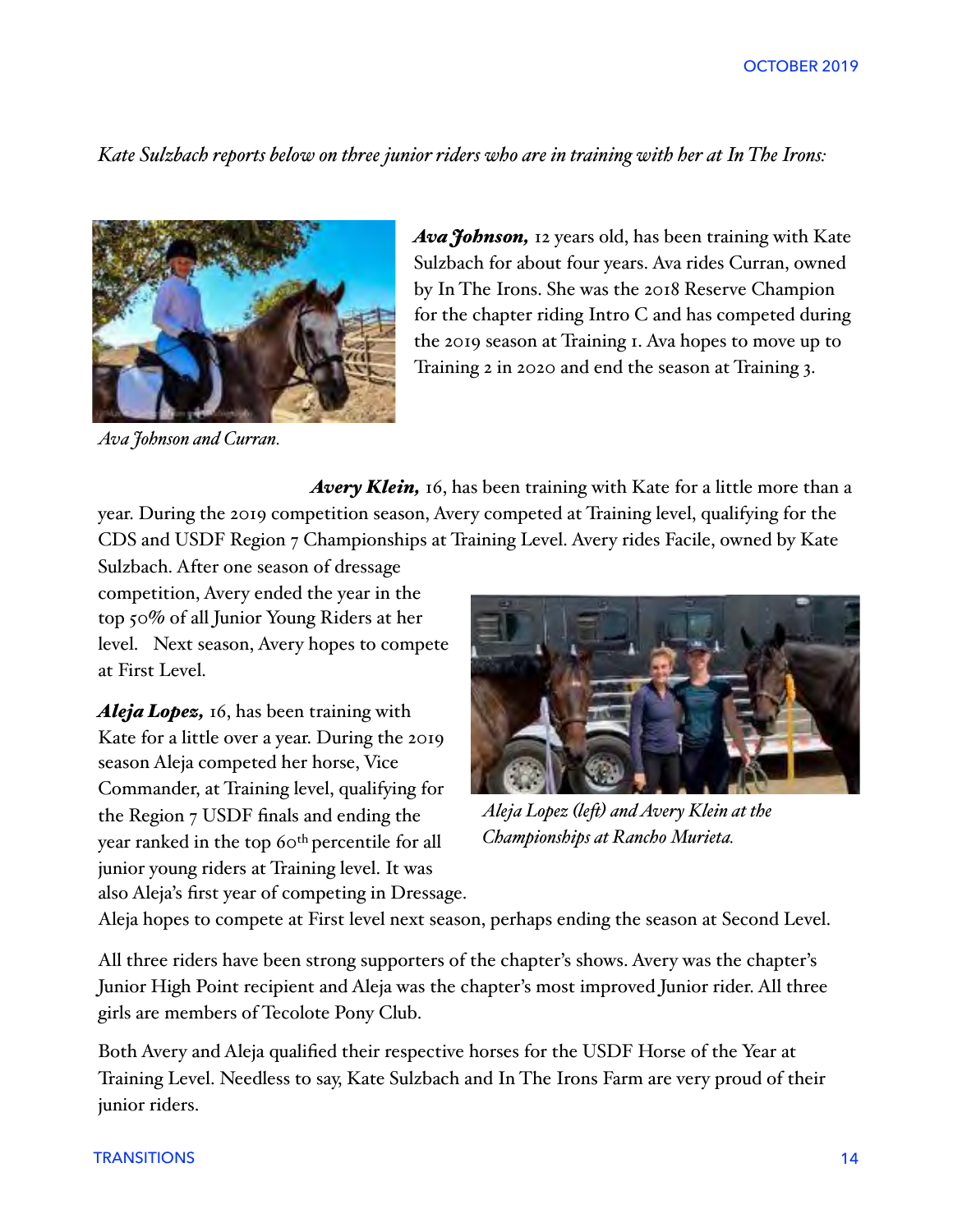*Kate Sulzbach reports below on three junior riders who are in training with her at In The Irons:*

***Ava Johnson,*** 12 years old, has been training with Kate Sulzbach for about four years. Ava rides Curran, owned by In The Irons. She was the 2018 Reserve Champion for the chapter riding Intro C and has competed during the 2019 season at Training 1. Ava hopes to move up to Training 2 in 2020 and end the season at Training 3.

*Ava Johnson and Curran.*

***Avery Klein,*** 16, has been training with Kate for a little more than a year. During the 2019 competition season, Avery competed at Training level, qualifying for the CDS and USDF Region 7 Championships at Training Level. Avery rides Facile, owned by Kate Sulzbach. After one season of dressage competition, Avery ended the year in the top 50% of all Junior Young Riders at her level. Next season, Avery hopes to compete at First Level.

***Aleja Lopez,*** 16, has been training with Kate for a little over a year. During the 2019 season Aleja competed her horse, Vice Commander, at Training level, qualifying for the Region 7 USDF finals and ending the year ranked in the top 60th percentile for all junior young riders at Training level. It was also Aleja's first year of competing in Dressage. Aleja hopes to compete at First level next season, perhaps ending the season at Second Level.

*Aleja Lopez (left) and Avery Klein at the Championships at Rancho Murieta.*

All three riders have been strong supporters of the chapter's shows. Avery was the chapter's Junior High Point recipient and Aleja was the chapter's most improved Junior rider. All three girls are members of Tecolote Pony Club.

Both Avery and Aleja qualified their respective horses for the USDF Horse of the Year at Training Level. Needless to say, Kate Sulzbach and In The Irons Farm are very proud of their junior riders.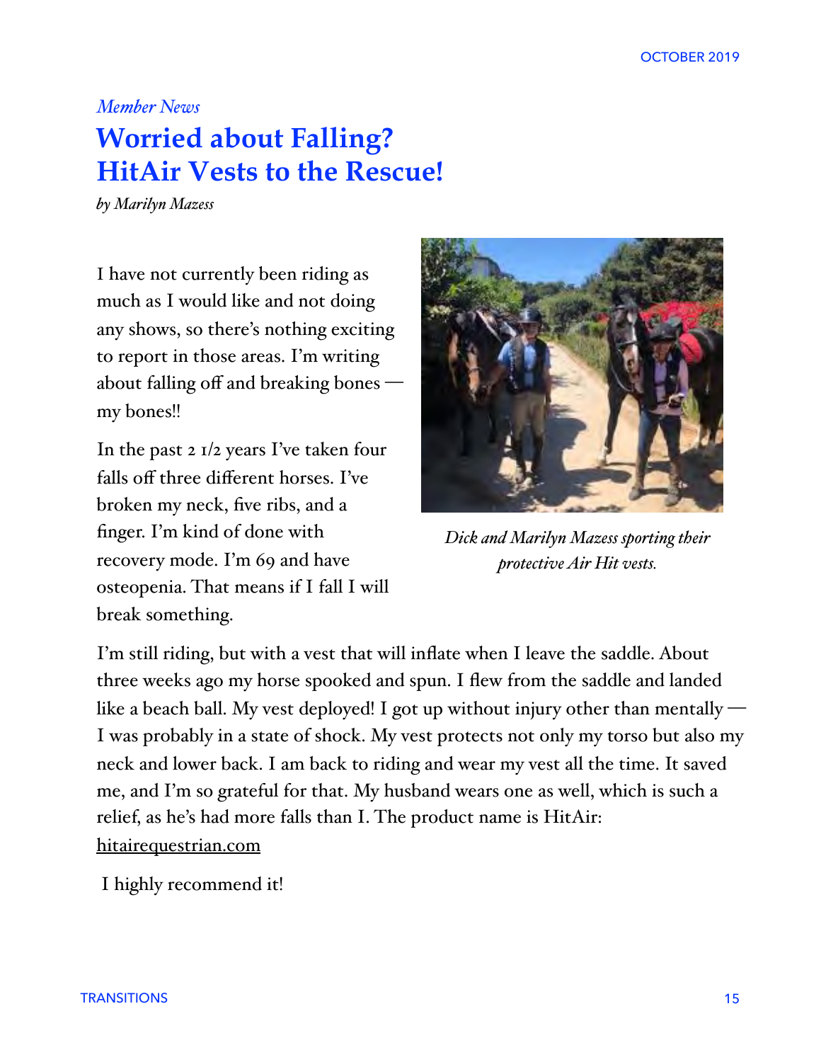*Member News*

# Worried about Falling? HitAir Vests to the Rescue!

*by Marilyn Mazess*

I have not currently been riding as much as I would like and not doing any shows, so there's nothing exciting to report in those areas. I'm writing about falling off and breaking bones — my bones!!

In the past 2 1/2 years I've taken four falls off three different horses. I've broken my neck, five ribs, and a finger. I'm kind of done with recovery mode. I'm 69 and have osteopenia. That means if I fall I will break something.

*Dick and Marilyn Mazess sporting their protective Air Hit vests.*

I'm still riding, but with a vest that will inflate when I leave the saddle. About three weeks ago my horse spooked and spun. I flew from the saddle and landed like a beach ball. My vest deployed! I got up without injury other than mentally — I was probably in a state of shock. My vest protects not only my torso but also my neck and lower back. I am back to riding and wear my vest all the time. It saved me, and I'm so grateful for that. My husband wears one as well, which is such a relief, as he's had more falls than I. The product name is HitAir: hitairequestrian.com

I highly recommend it!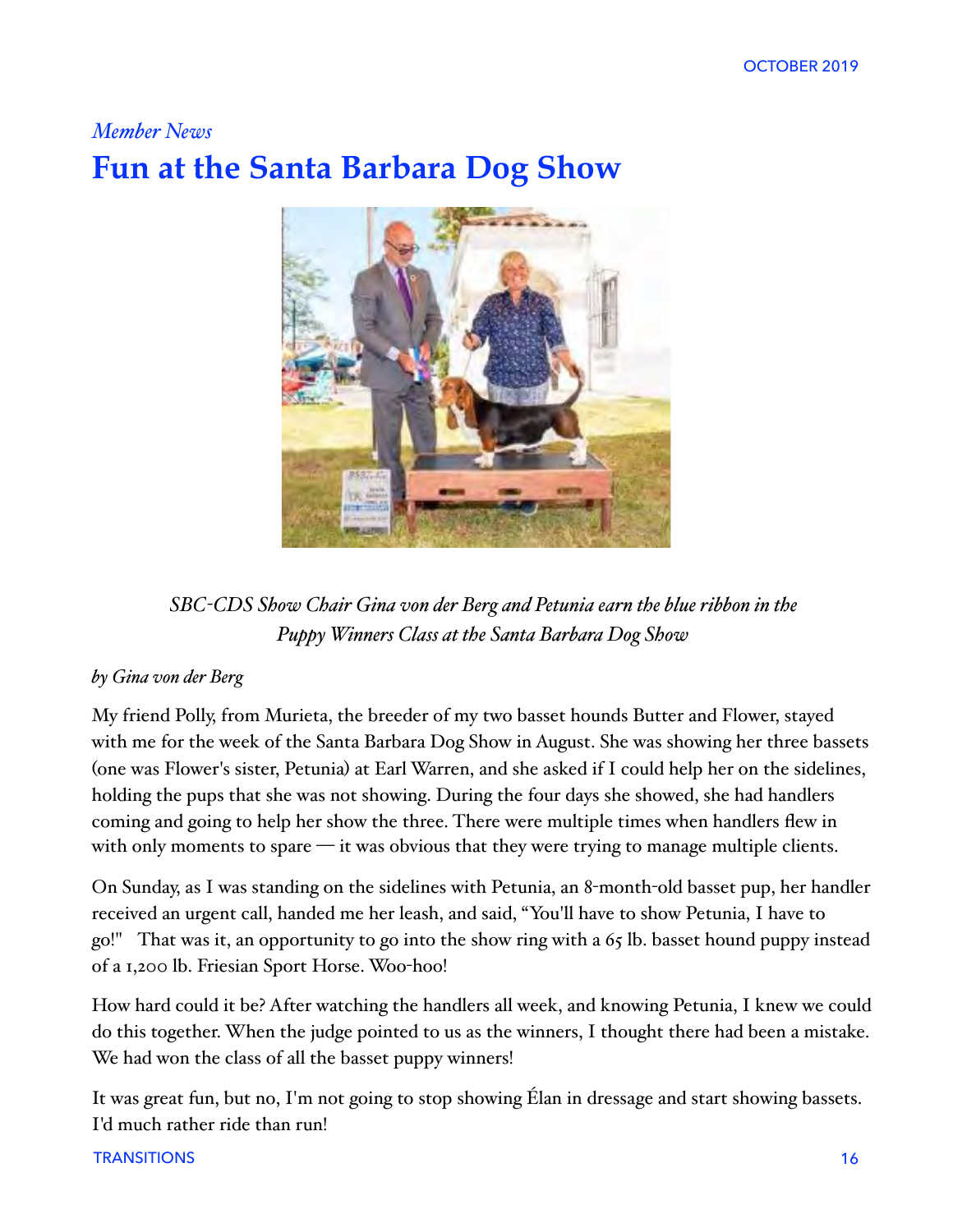*Member News*

# Fun at the Santa Barbara Dog Show

*SBC-CDS Show Chair Gina von der Berg and Petunia earn the blue ribbon in the Puppy Winners Class at the Santa Barbara Dog Show*

*by Gina von der Berg*

My friend Polly, from Murieta, the breeder of my two basset hounds Butter and Flower, stayed with me for the week of the Santa Barbara Dog Show in August. She was showing her three bassets (one was Flower's sister, Petunia) at Earl Warren, and she asked if I could help her on the sidelines, holding the pups that she was not showing. During the four days she showed, she had handlers coming and going to help her show the three. There were multiple times when handlers flew in with only moments to spare — it was obvious that they were trying to manage multiple clients.

On Sunday, as I was standing on the sidelines with Petunia, an 8-month-old basset pup, her handler received an urgent call, handed me her leash, and said, "You'll have to show Petunia, I have to go!"   That was it, an opportunity to go into the show ring with a 65 lb. basset hound puppy instead of a 1,200 lb. Friesian Sport Horse. Woo-hoo!

How hard could it be? After watching the handlers all week, and knowing Petunia, I knew we could do this together. When the judge pointed to us as the winners, I thought there had been a mistake. We had won the class of all the basset puppy winners!

It was great fun, but no, I'm not going to stop showing Élan in dressage and start showing bassets. I'd much rather ride than run!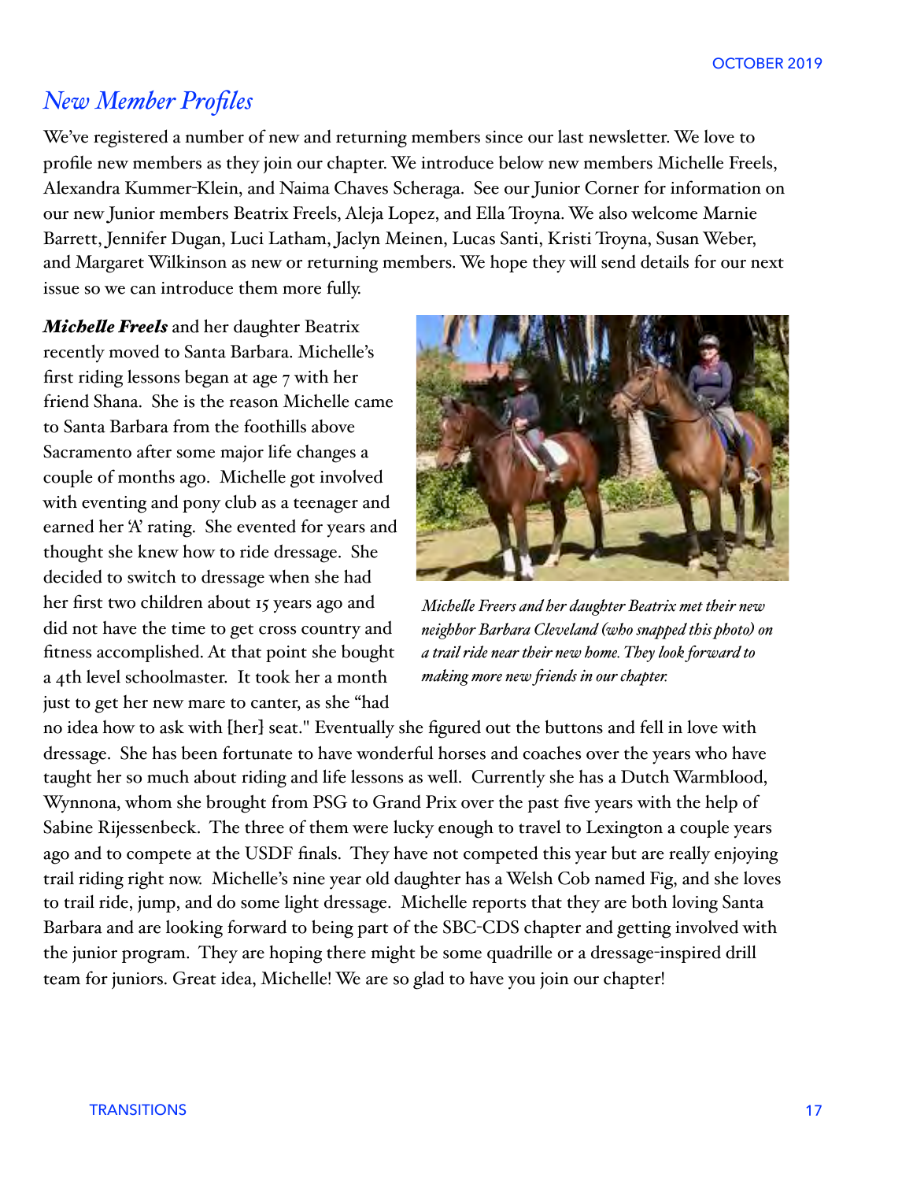## *New Member Profiles*

We've registered a number of new and returning members since our last newsletter. We love to profile new members as they join our chapter. We introduce below new members Michelle Freels, Alexandra Kummer-Klein, and Naima Chaves Scheraga. See our Junior Corner for information on our new Junior members Beatrix Freels, Aleja Lopez, and Ella Troyna. We also welcome Marnie Barrett, Jennifer Dugan, Luci Latham, Jaclyn Meinen, Lucas Santi, Kristi Troyna, Susan Weber, and Margaret Wilkinson as new or returning members. We hope they will send details for our next issue so we can introduce them more fully.

***Michelle Freels*** and her daughter Beatrix recently moved to Santa Barbara. Michelle's first riding lessons began at age 7 with her friend Shana. She is the reason Michelle came to Santa Barbara from the foothills above Sacramento after some major life changes a couple of months ago. Michelle got involved with eventing and pony club as a teenager and earned her 'A' rating. She evented for years and thought she knew how to ride dressage. She decided to switch to dressage when she had her first two children about 15 years ago and did not have the time to get cross country and fitness accomplished. At that point she bought a 4th level schoolmaster. It took her a month just to get her new mare to canter, as she "had no idea how to ask with [her] seat." Eventually she figured out the buttons and fell in love with dressage. She has been fortunate to have wonderful horses and coaches over the years who have taught her so much about riding and life lessons as well. Currently she has a Dutch Warmblood, Wynnona, whom she brought from PSG to Grand Prix over the past five years with the help of Sabine Rijessenbeck. The three of them were lucky enough to travel to Lexington a couple years ago and to compete at the USDF finals. They have not competed this year but are really enjoying trail riding right now. Michelle's nine year old daughter has a Welsh Cob named Fig, and she loves to trail ride, jump, and do some light dressage. Michelle reports that they are both loving Santa Barbara and are looking forward to being part of the SBC-CDS chapter and getting involved with the junior program. They are hoping there might be some quadrille or a dressage-inspired drill team for juniors. Great idea, Michelle! We are so glad to have you join our chapter!

*Michelle Freers and her daughter Beatrix met their new neighbor Barbara Cleveland (who snapped this photo) on a trail ride near their new home. They look forward to making more new friends in our chapter.*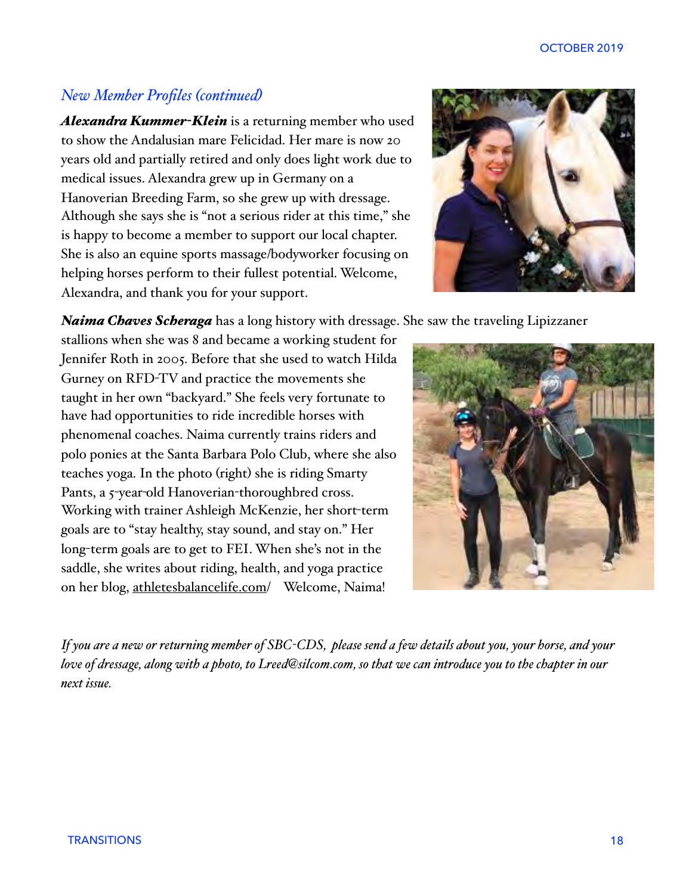## *New Member Profiles (continued)*

***Alexandra Kummer-Klein*** is a returning member who used to show the Andalusian mare Felicidad. Her mare is now 20 years old and partially retired and only does light work due to medical issues. Alexandra grew up in Germany on a Hanoverian Breeding Farm, so she grew up with dressage. Although she says she is "not a serious rider at this time," she is happy to become a member to support our local chapter. She is also an equine sports massage/bodyworker focusing on helping horses perform to their fullest potential. Welcome, Alexandra, and thank you for your support.

***Naima Chaves Scheraga*** has a long history with dressage. She saw the traveling Lipizzaner stallions when she was 8 and became a working student for Jennifer Roth in 2005. Before that she used to watch Hilda Gurney on RFD-TV and practice the movements she taught in her own "backyard." She feels very fortunate to have had opportunities to ride incredible horses with phenomenal coaches. Naima currently trains riders and polo ponies at the Santa Barbara Polo Club, where she also teaches yoga. In the photo (right) she is riding Smarty Pants, a 5-year-old Hanoverian-thoroughbred cross. Working with trainer Ashleigh McKenzie, her short-term goals are to "stay healthy, stay sound, and stay on." Her long-term goals are to get to FEI. When she's not in the saddle, she writes about riding, health, and yoga practice on her blog, athletesbalancelife.com/ Welcome, Naima!

*If you are a new or returning member of SBC-CDS, please send a few details about you, your horse, and your love of dressage, along with a photo, to Lreed@silcom.com, so that we can introduce you to the chapter in our next issue.*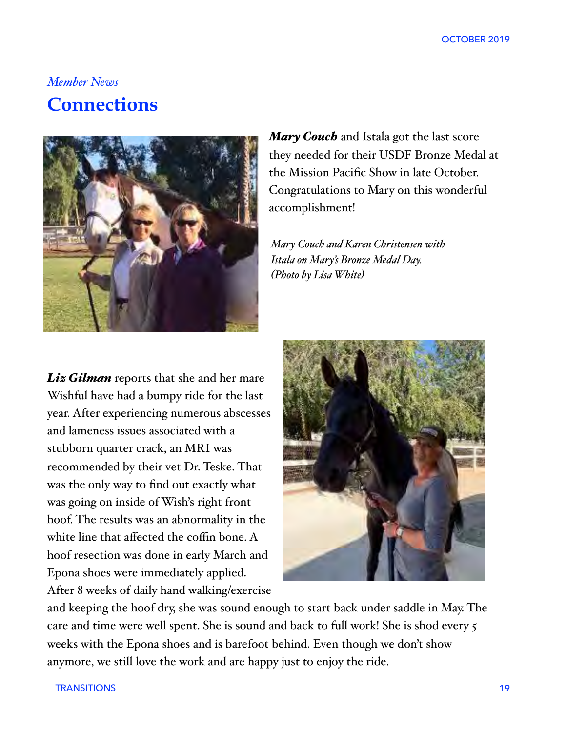*Member News*

# Connections

***Mary Couch*** and Istala got the last score they needed for their USDF Bronze Medal at the Mission Pacific Show in late October. Congratulations to Mary on this wonderful accomplishment!

*Mary Couch and Karen Christensen with Istala on Mary's Bronze Medal Day. (Photo by Lisa White)*

***Liz Gilman*** reports that she and her mare Wishful have had a bumpy ride for the last year. After experiencing numerous abscesses and lameness issues associated with a stubborn quarter crack, an MRI was recommended by their vet Dr. Teske. That was the only way to find out exactly what was going on inside of Wish's right front hoof. The results was an abnormality in the white line that affected the coffin bone. A hoof resection was done in early March and Epona shoes were immediately applied. After 8 weeks of daily hand walking/exercise and keeping the hoof dry, she was sound enough to start back under saddle in May. The care and time were well spent. She is sound and back to full work! She is shod every 5 weeks with the Epona shoes and is barefoot behind. Even though we don't show anymore, we still love the work and are happy just to enjoy the ride.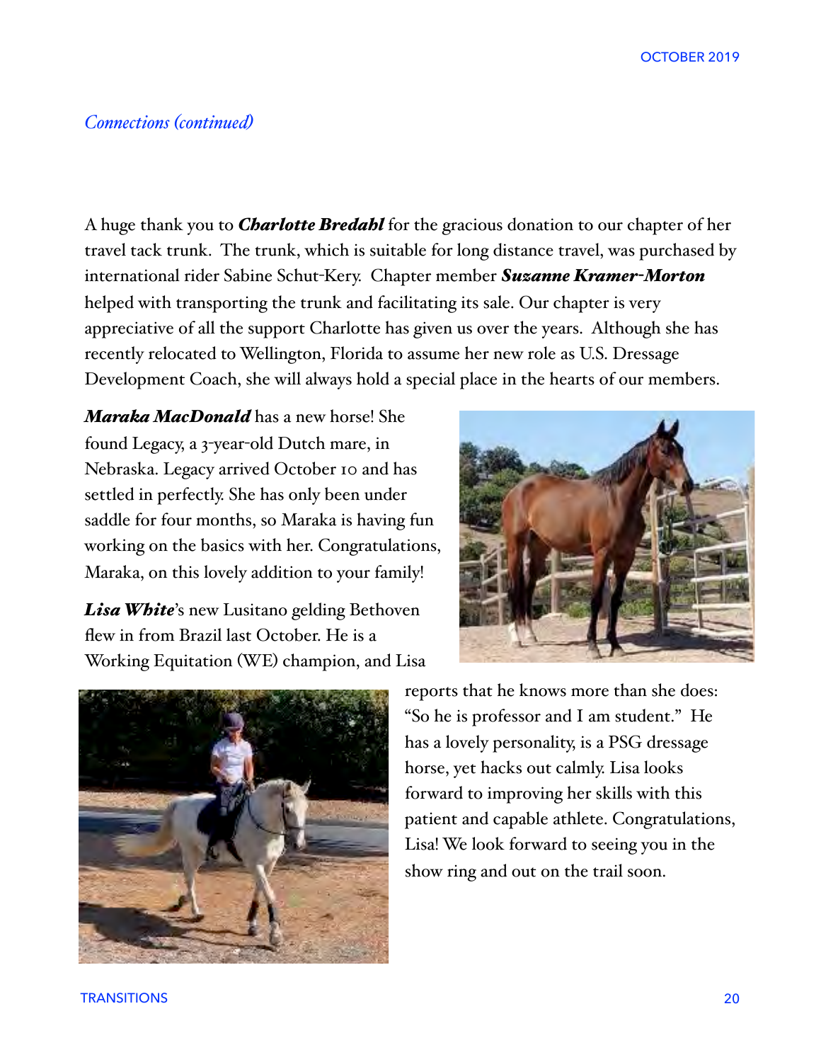*Connections (continued)*

A huge thank you to ***Charlotte Bredahl*** for the gracious donation to our chapter of her travel tack trunk. The trunk, which is suitable for long distance travel, was purchased by international rider Sabine Schut-Kery. Chapter member ***Suzanne Kramer-Morton*** helped with transporting the trunk and facilitating its sale. Our chapter is very appreciative of all the support Charlotte has given us over the years. Although she has recently relocated to Wellington, Florida to assume her new role as U.S. Dressage Development Coach, she will always hold a special place in the hearts of our members.

***Maraka MacDonald*** has a new horse! She found Legacy, a 3-year-old Dutch mare, in Nebraska. Legacy arrived October 10 and has settled in perfectly. She has only been under saddle for four months, so Maraka is having fun working on the basics with her. Congratulations, Maraka, on this lovely addition to your family!

***Lisa White***'s new Lusitano gelding Bethoven flew in from Brazil last October. He is a Working Equitation (WE) champion, and Lisa reports that he knows more than she does: "So he is professor and I am student." He has a lovely personality, is a PSG dressage horse, yet hacks out calmly. Lisa looks forward to improving her skills with this patient and capable athlete. Congratulations, Lisa! We look forward to seeing you in the show ring and out on the trail soon.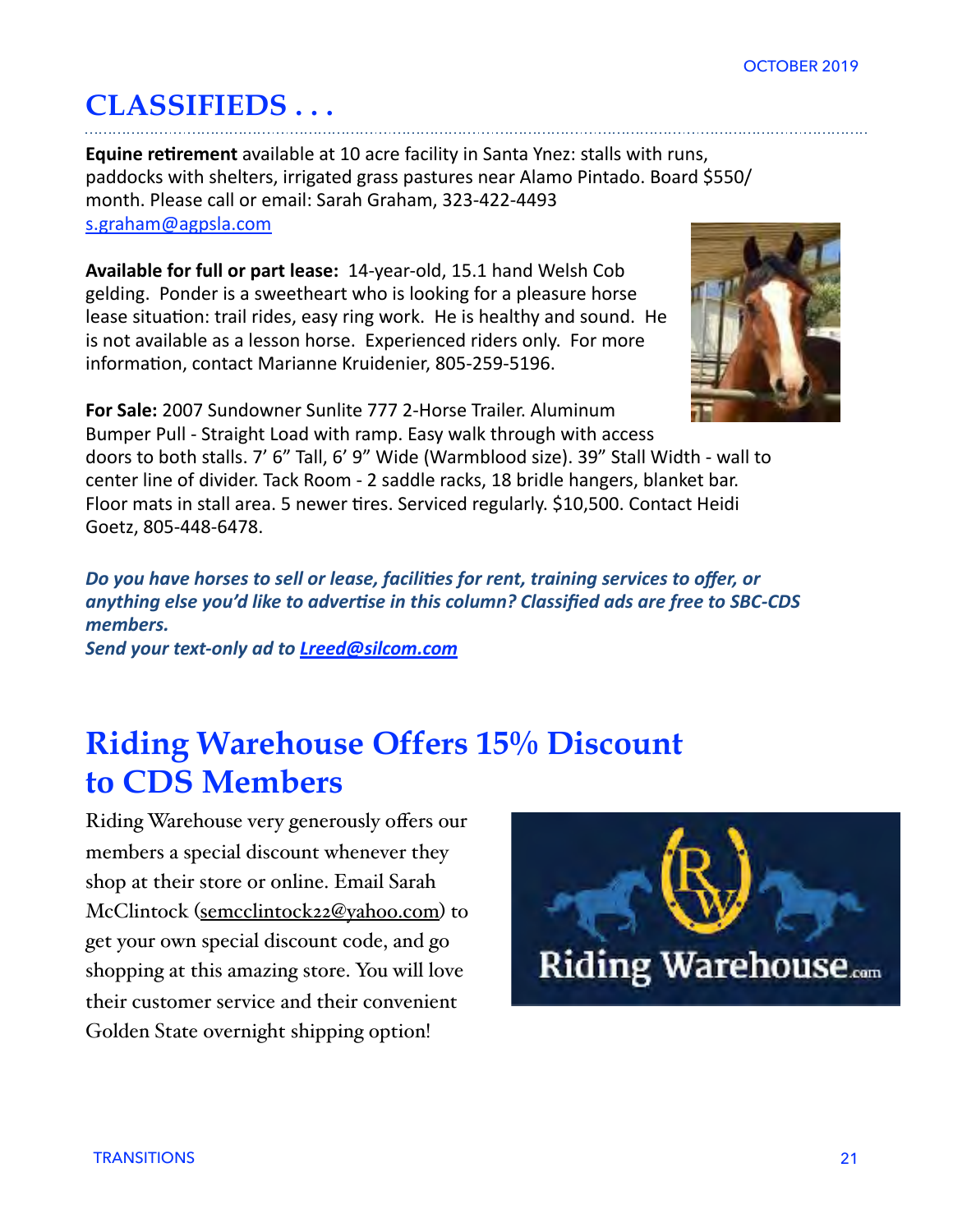# CLASSIFIEDS . . .

**Equine retirement** available at 10 acre facility in Santa Ynez: stalls with runs, paddocks with shelters, irrigated grass pastures near Alamo Pintado. Board $550/month. Please call or email: Sarah Graham, 323-422-4493 s.graham@agpsla.com

**Available for full or part lease:** 14-year-old, 15.1 hand Welsh Cob gelding. Ponder is a sweetheart who is looking for a pleasure horse lease situation: trail rides, easy ring work. He is healthy and sound. He is not available as a lesson horse. Experienced riders only. For more information, contact Marianne Kruidenier, 805-259-5196.

**For Sale:** 2007 Sundowner Sunlite 777 2-Horse Trailer. Aluminum Bumper Pull - Straight Load with ramp. Easy walk through with access doors to both stalls. 7' 6" Tall, 6' 9" Wide (Warmblood size). 39" Stall Width - wall to center line of divider. Tack Room - 2 saddle racks, 18 bridle hangers, blanket bar. Floor mats in stall area. 5 newer tires. Serviced regularly. $10,500. Contact Heidi Goetz, 805-448-6478.

***Do you have horses to sell or lease, facilities for rent, training services to offer, or anything else you'd like to advertise in this column? Classified ads are free to SBC-CDS members.***
***Send your text-only ad to Lreed@silcom.com***

# Riding Warehouse Offers 15% Discount to CDS Members

Riding Warehouse very generously offers our members a special discount whenever they shop at their store or online. Email Sarah McClintock (semcclintock22@yahoo.com) to get your own special discount code, and go shopping at this amazing store. You will love their customer service and their convenient Golden State overnight shipping option!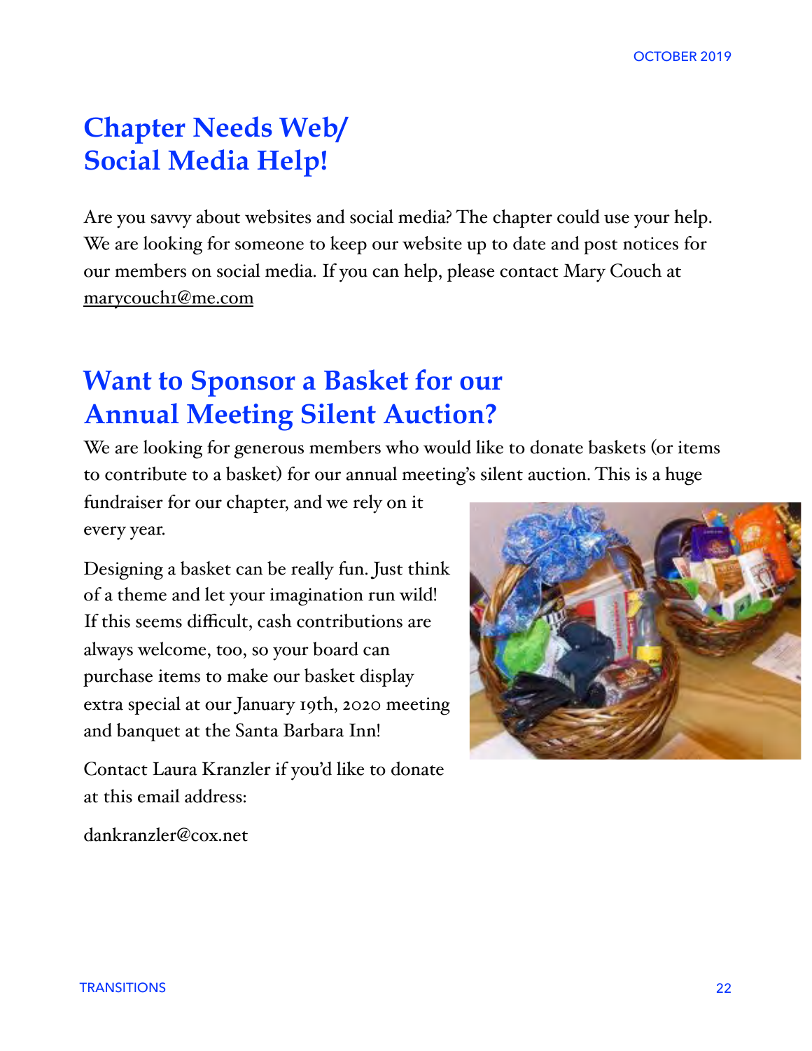## Chapter Needs Web/ Social Media Help!

Are you savvy about websites and social media? The chapter could use your help. We are looking for someone to keep our website up to date and post notices for our members on social media. If you can help, please contact Mary Couch at marycouch1@me.com

## Want to Sponsor a Basket for our Annual Meeting Silent Auction?

We are looking for generous members who would like to donate baskets (or items to contribute to a basket) for our annual meeting's silent auction. This is a huge fundraiser for our chapter, and we rely on it every year.

Designing a basket can be really fun. Just think of a theme and let your imagination run wild! If this seems difficult, cash contributions are always welcome, too, so your board can purchase items to make our basket display extra special at our January 19th, 2020 meeting and banquet at the Santa Barbara Inn!

Contact Laura Kranzler if you'd like to donate at this email address:

dankranzler@cox.net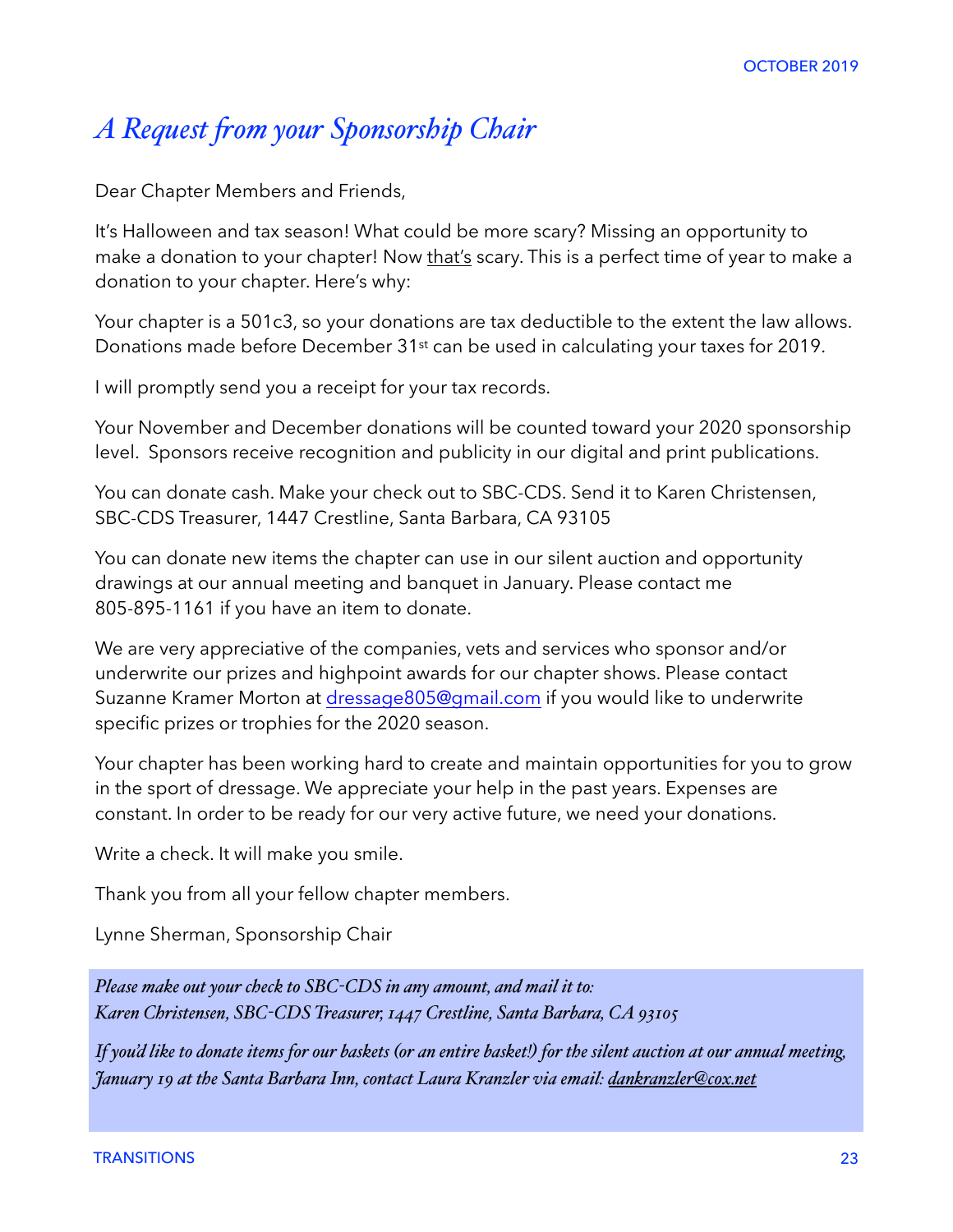# *A Request from your Sponsorship Chair*

Dear Chapter Members and Friends,

It's Halloween and tax season! What could be more scary? Missing an opportunity to make a donation to your chapter! Now that's scary. This is a perfect time of year to make a donation to your chapter. Here's why:

Your chapter is a 501c3, so your donations are tax deductible to the extent the law allows. Donations made before December 31st can be used in calculating your taxes for 2019.

I will promptly send you a receipt for your tax records.

Your November and December donations will be counted toward your 2020 sponsorship level. Sponsors receive recognition and publicity in our digital and print publications.

You can donate cash. Make your check out to SBC-CDS. Send it to Karen Christensen, SBC-CDS Treasurer, 1447 Crestline, Santa Barbara, CA 93105

You can donate new items the chapter can use in our silent auction and opportunity drawings at our annual meeting and banquet in January. Please contact me 805-895-1161 if you have an item to donate.

We are very appreciative of the companies, vets and services who sponsor and/or underwrite our prizes and highpoint awards for our chapter shows. Please contact Suzanne Kramer Morton at dressage805@gmail.com if you would like to underwrite specific prizes or trophies for the 2020 season.

Your chapter has been working hard to create and maintain opportunities for you to grow in the sport of dressage. We appreciate your help in the past years. Expenses are constant. In order to be ready for our very active future, we need your donations.

Write a check. It will make you smile.

Thank you from all your fellow chapter members.

Lynne Sherman, Sponsorship Chair

*Please make out your check to SBC-CDS in any amount, and mail it to:*
*Karen Christensen, SBC-CDS Treasurer, 1447 Crestline, Santa Barbara, CA 93105*

*If you'd like to donate items for our baskets (or an entire basket!) for the silent auction at our annual meeting, January 19 at the Santa Barbara Inn, contact Laura Kranzler via email: dankranzler@cox.net*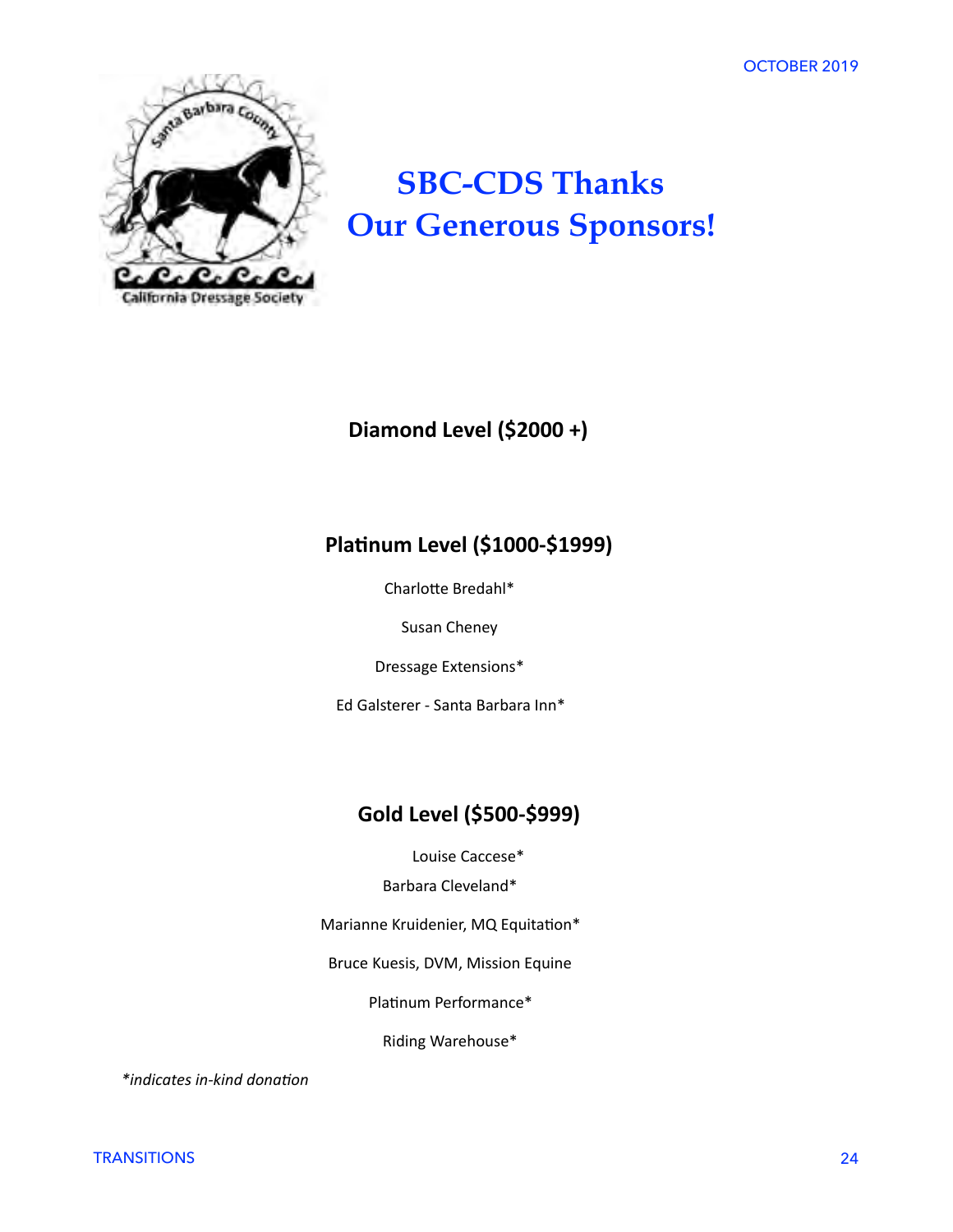# SBC-CDS Thanks Our Generous Sponsors!

### Diamond Level ($2000 +)

### Platinum Level ($1000-$1999)

Charlotte Bredahl*

Susan Cheney

Dressage Extensions*

Ed Galsterer - Santa Barbara Inn*

### Gold Level ($500-$999)

Louise Caccese*

Barbara Cleveland*

Marianne Kruidenier, MQ Equitation*

Bruce Kuesis, DVM, Mission Equine

Platinum Performance*

Riding Warehouse*

*\*indicates in-kind donation*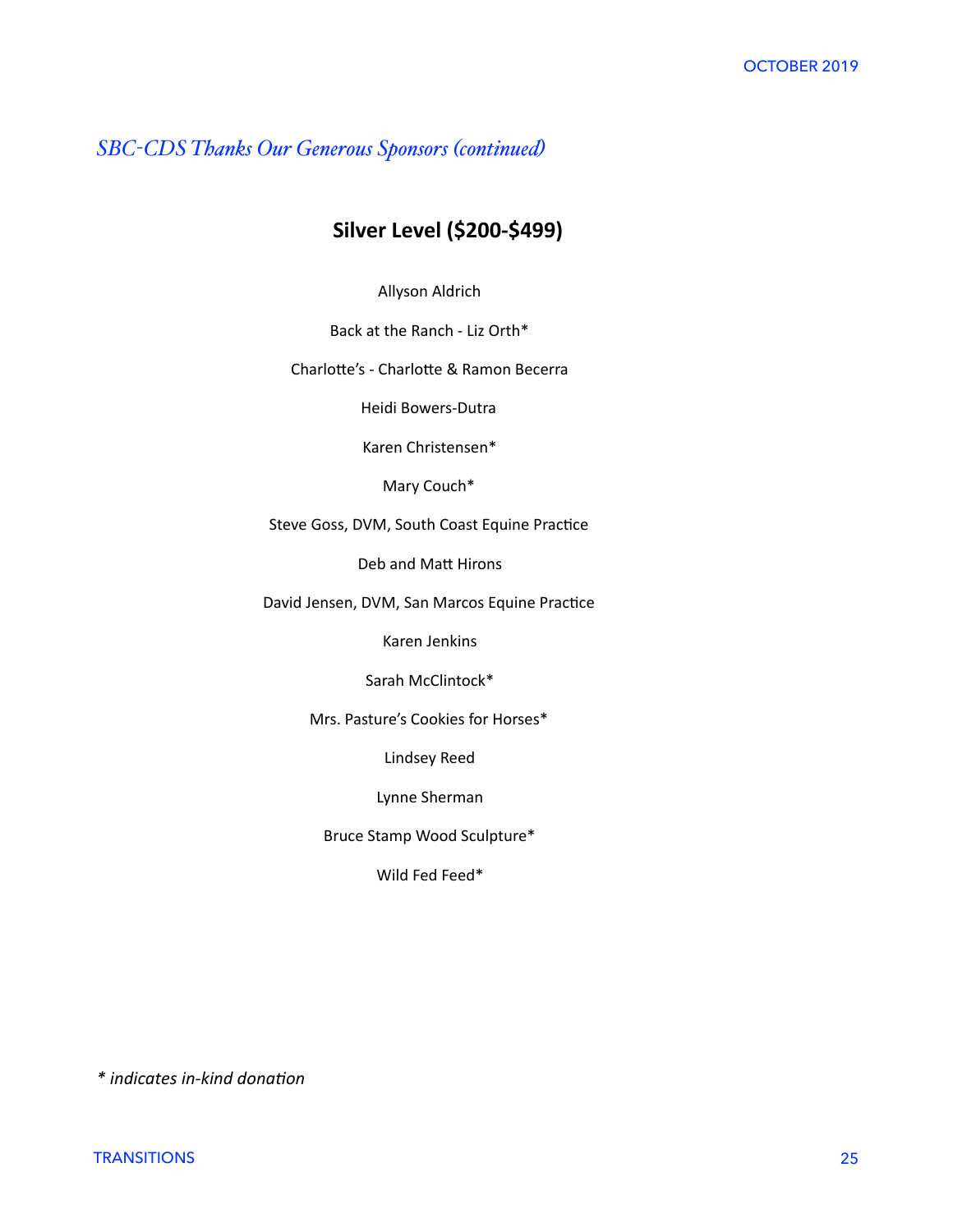## *SBC-CDS Thanks Our Generous Sponsors (continued)*

### **Silver Level ($200-$499)**

Allyson Aldrich

Back at the Ranch - Liz Orth*

Charlotte's - Charlotte & Ramon Becerra

Heidi Bowers-Dutra

Karen Christensen*

Mary Couch*

Steve Goss, DVM, South Coast Equine Practice

Deb and Matt Hirons

David Jensen, DVM, San Marcos Equine Practice

Karen Jenkins

Sarah McClintock*

Mrs. Pasture's Cookies for Horses*

Lindsey Reed

Lynne Sherman

Bruce Stamp Wood Sculpture*

Wild Fed Feed*

*\* indicates in-kind donation*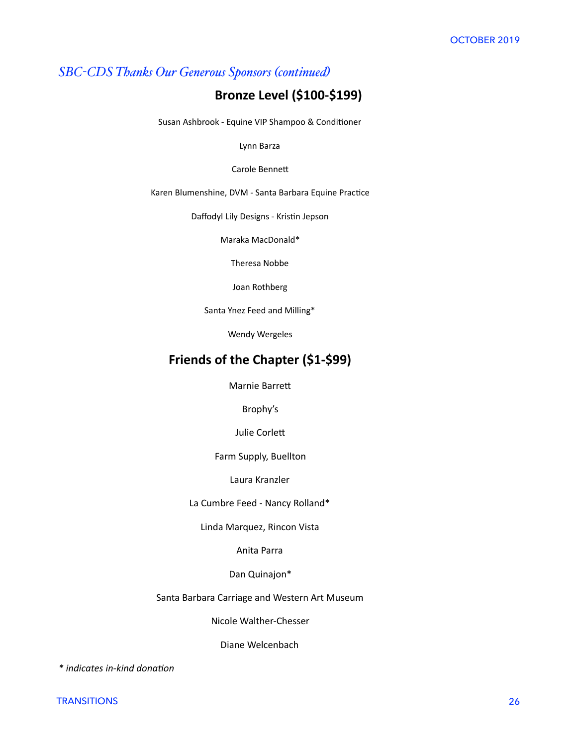*SBC-CDS Thanks Our Generous Sponsors (continued)*

## Bronze Level ($100-$199)

Susan Ashbrook - Equine VIP Shampoo & Conditioner

Lynn Barza

Carole Bennett

Karen Blumenshine, DVM - Santa Barbara Equine Practice

Daffodyl Lily Designs - Kristin Jepson

Maraka MacDonald*

Theresa Nobbe

Joan Rothberg

Santa Ynez Feed and Milling*

Wendy Wergeles

## Friends of the Chapter ($1-$99)

Marnie Barrett

Brophy's

Julie Corlett

Farm Supply, Buellton

Laura Kranzler

La Cumbre Feed - Nancy Rolland*

Linda Marquez, Rincon Vista

Anita Parra

Dan Quinajon*

Santa Barbara Carriage and Western Art Museum

Nicole Walther-Chesser

Diane Welcenbach

*\* indicates in-kind donation*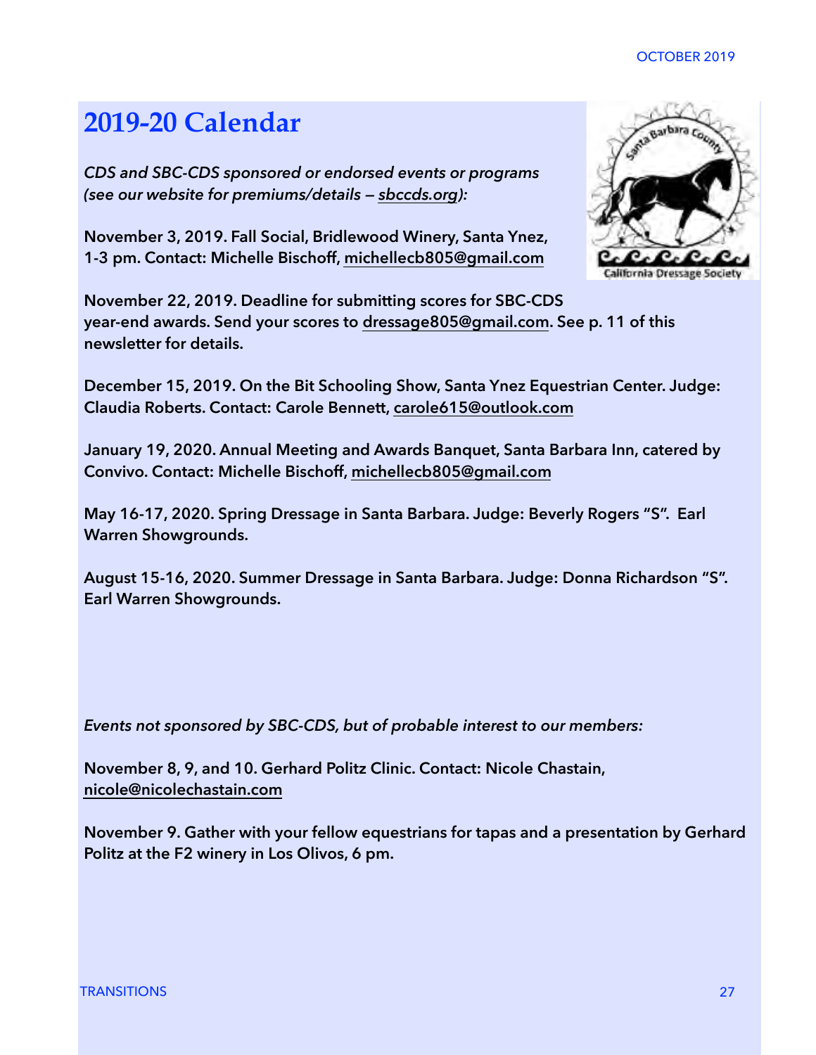# 2019-20 Calendar

*CDS and SBC-CDS sponsored or endorsed events or programs (see our website for premiums/details – sbccds.org):*

**November 3, 2019. Fall Social, Bridlewood Winery, Santa Ynez, 1-3 pm. Contact: Michelle Bischoff, michellecb805@gmail.com**

**November 22, 2019. Deadline for submitting scores for SBC-CDS year-end awards. Send your scores to dressage805@gmail.com. See p. 11 of this newsletter for details.**

**December 15, 2019. On the Bit Schooling Show, Santa Ynez Equestrian Center. Judge: Claudia Roberts. Contact: Carole Bennett, carole615@outlook.com**

**January 19, 2020. Annual Meeting and Awards Banquet, Santa Barbara Inn, catered by Convivo. Contact: Michelle Bischoff, michellecb805@gmail.com**

**May 16-17, 2020. Spring Dressage in Santa Barbara. Judge: Beverly Rogers "S". Earl Warren Showgrounds.**

**August 15-16, 2020. Summer Dressage in Santa Barbara. Judge: Donna Richardson "S". Earl Warren Showgrounds.**

*Events not sponsored by SBC-CDS, but of probable interest to our members:*

**November 8, 9, and 10. Gerhard Politz Clinic. Contact: Nicole Chastain, nicole@nicolechastain.com**

**November 9. Gather with your fellow equestrians for tapas and a presentation by Gerhard Politz at the F2 winery in Los Olivos, 6 pm.**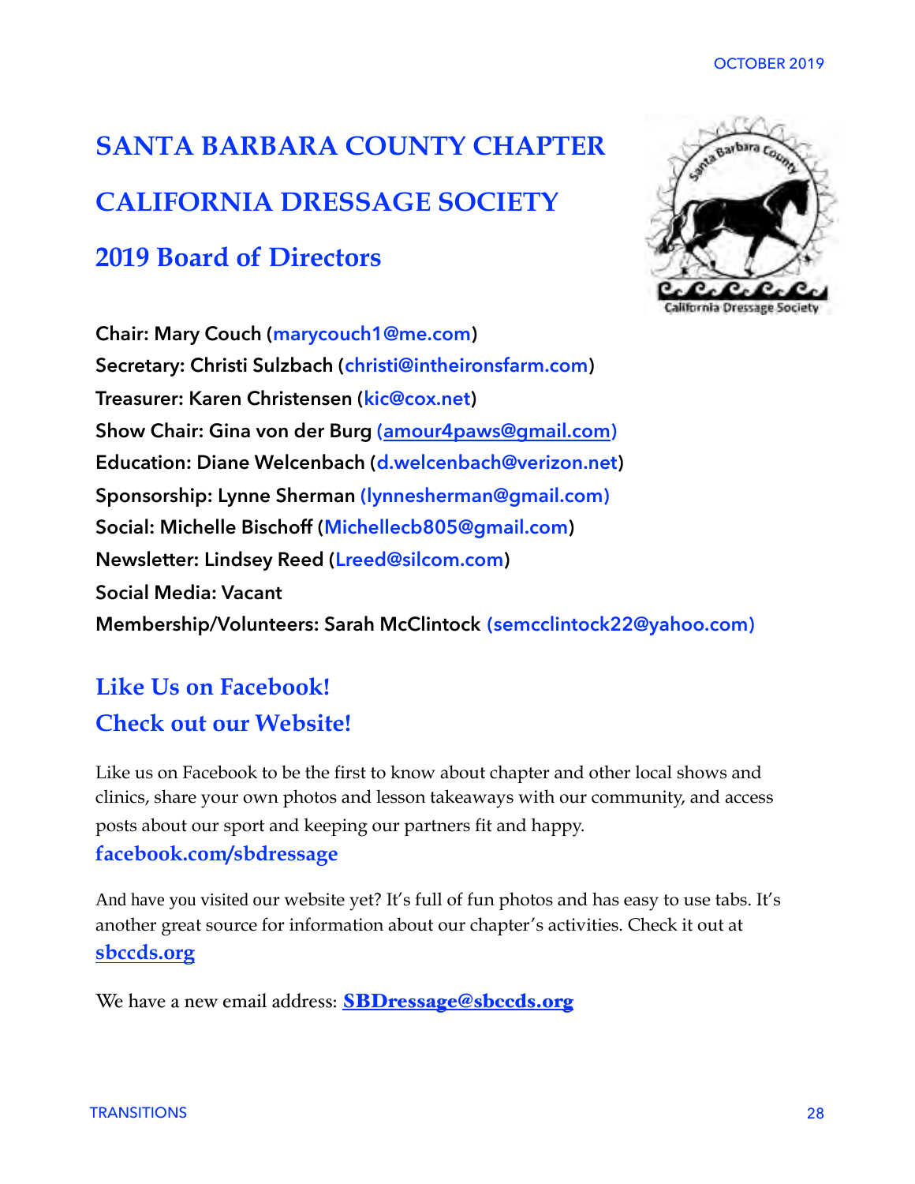# SANTA BARBARA COUNTY CHAPTER

# CALIFORNIA DRESSAGE SOCIETY

## 2019 Board of Directors

**Chair: Mary Couch (marycouch1@me.com)**
**Secretary: Christi Sulzbach (christi@intheironsfarm.com)**
**Treasurer: Karen Christensen (kic@cox.net)**
**Show Chair: Gina von der Burg (amour4paws@gmail.com)**
**Education: Diane Welcenbach (d.welcenbach@verizon.net)**
**Sponsorship: Lynne Sherman (lynnesherman@gmail.com)**
**Social: Michelle Bischoff (Michellecb805@gmail.com)**
**Newsletter: Lindsey Reed (Lreed@silcom.com)**
**Social Media: Vacant**
**Membership/Volunteers: Sarah McClintock (semcclintock22@yahoo.com)**

## Like Us on Facebook!
## Check out our Website!

Like us on Facebook to be the first to know about chapter and other local shows and clinics, share your own photos and lesson takeaways with our community, and access posts about our sport and keeping our partners fit and happy.
**facebook.com/sbdressage**

And have you visited our website yet? It's full of fun photos and has easy to use tabs. It's another great source for information about our chapter's activities. Check it out at **sbccds.org**

We have a new email address: **SBDressage@sbccds.org**